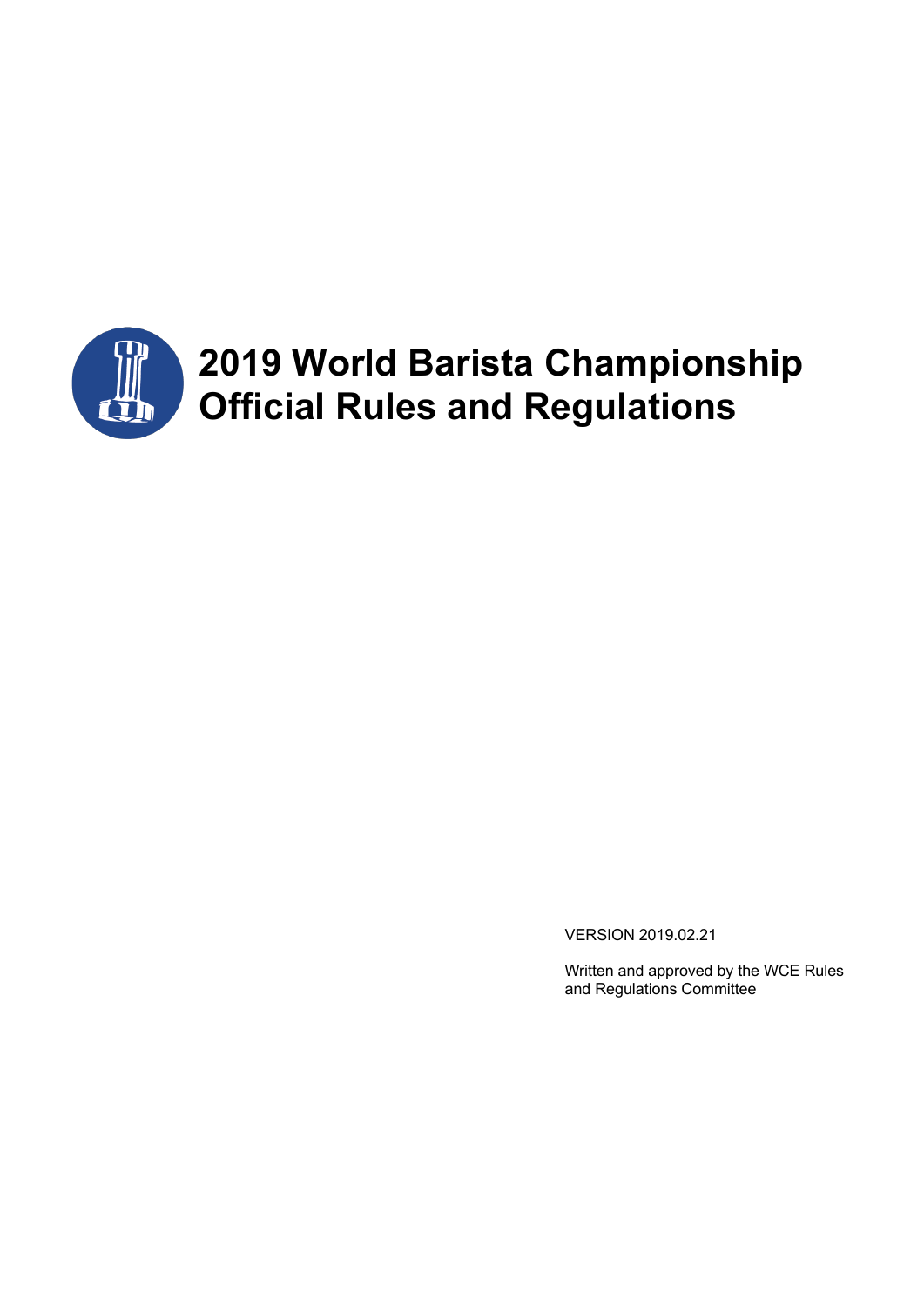# 2019 World Barista Championship Official Rules and Regulations

VERSION 2019.02.21

Written and approved by the WCE Rules and Regulations Committee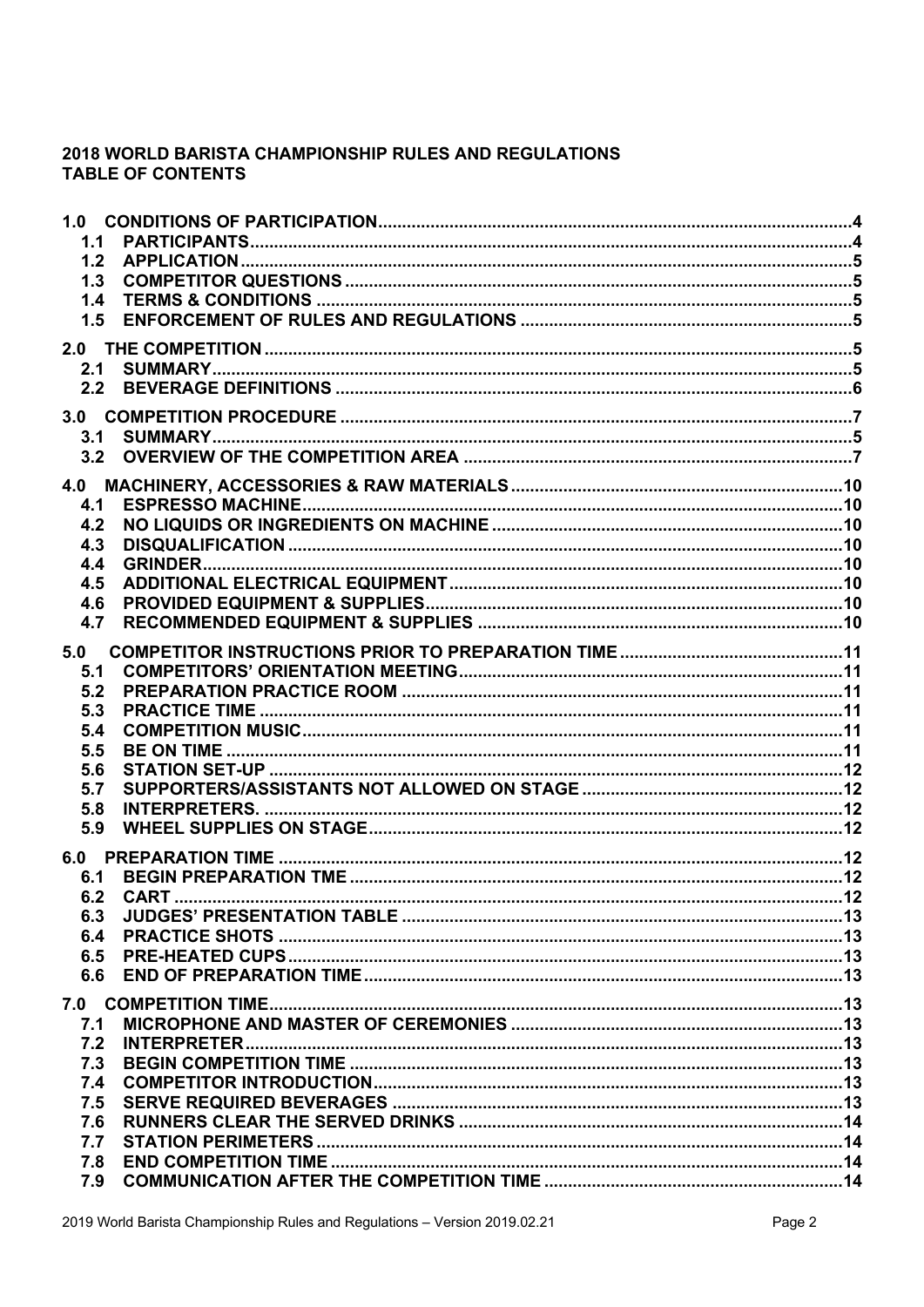## 2018 WORLD BARISTA CHAMPIONSHIP RULES AND REGULATIONS
## TABLE OF CONTENTS

- **1.0 CONDITIONS OF PARTICIPATION** .......... 4
  - **1.1 PARTICIPANTS** .......... 4
  - **1.2 APPLICATION** .......... 5
  - **1.3 COMPETITOR QUESTIONS** .......... 5
  - **1.4 TERMS & CONDITIONS** .......... 5
  - **1.5 ENFORCEMENT OF RULES AND REGULATIONS** .......... 5
- **2.0 THE COMPETITION** .......... 5
  - **2.1 SUMMARY** .......... 5
  - **2.2 BEVERAGE DEFINITIONS** .......... 6
- **3.0 COMPETITION PROCEDURE** .......... 7
  - **3.1 SUMMARY** .......... 5
  - **3.2 OVERVIEW OF THE COMPETITION AREA** .......... 7
- **4.0 MACHINERY, ACCESSORIES & RAW MATERIALS** .......... 10
  - **4.1 ESPRESSO MACHINE** .......... 10
  - **4.2 NO LIQUIDS OR INGREDIENTS ON MACHINE** .......... 10
  - **4.3 DISQUALIFICATION** .......... 10
  - **4.4 GRINDER** .......... 10
  - **4.5 ADDITIONAL ELECTRICAL EQUIPMENT** .......... 10
  - **4.6 PROVIDED EQUIPMENT & SUPPLIES** .......... 10
  - **4.7 RECOMMENDED EQUIPMENT & SUPPLIES** .......... 10
- **5.0 COMPETITOR INSTRUCTIONS PRIOR TO PREPARATION TIME** .......... 11
  - **5.1 COMPETITORS' ORIENTATION MEETING** .......... 11
  - **5.2 PREPARATION PRACTICE ROOM** .......... 11
  - **5.3 PRACTICE TIME** .......... 11
  - **5.4 COMPETITION MUSIC** .......... 11
  - **5.5 BE ON TIME** .......... 11
  - **5.6 STATION SET-UP** .......... 12
  - **5.7 SUPPORTERS/ASSISTANTS NOT ALLOWED ON STAGE** .......... 12
  - **5.8 INTERPRETERS.** .......... 12
  - **5.9 WHEEL SUPPLIES ON STAGE** .......... 12
- **6.0 PREPARATION TIME** .......... 12
  - **6.1 BEGIN PREPARATION TME** .......... 12
  - **6.2 CART** .......... 12
  - **6.3 JUDGES' PRESENTATION TABLE** .......... 13
  - **6.4 PRACTICE SHOTS** .......... 13
  - **6.5 PRE-HEATED CUPS** .......... 13
  - **6.6 END OF PREPARATION TIME** .......... 13
- **7.0 COMPETITION TIME** .......... 13
  - **7.1 MICROPHONE AND MASTER OF CEREMONIES** .......... 13
  - **7.2 INTERPRETER** .......... 13
  - **7.3 BEGIN COMPETITION TIME** .......... 13
  - **7.4 COMPETITOR INTRODUCTION** .......... 13
  - **7.5 SERVE REQUIRED BEVERAGES** .......... 13
  - **7.6 RUNNERS CLEAR THE SERVED DRINKS** .......... 14
  - **7.7 STATION PERIMETERS** .......... 14
  - **7.8 END COMPETITION TIME** .......... 14
  - **7.9 COMMUNICATION AFTER THE COMPETITION TIME** .......... 14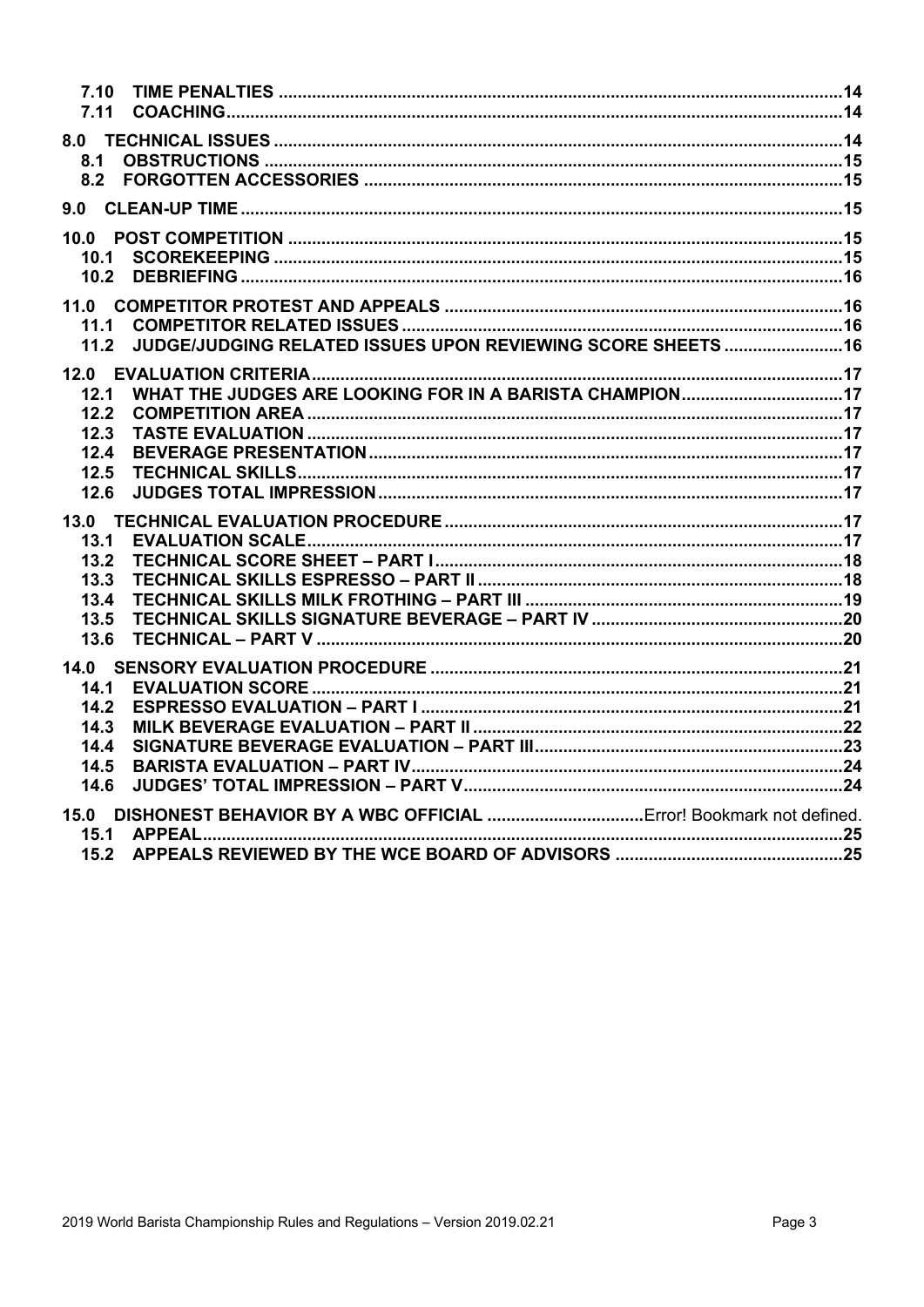7.10 TIME PENALTIES ..... 14
7.11 COACHING ..... 14

8.0 TECHNICAL ISSUES ..... 14
8.1 OBSTRUCTIONS ..... 15
8.2 FORGOTTEN ACCESSORIES ..... 15

9.0 CLEAN-UP TIME ..... 15

10.0 POST COMPETITION ..... 15
10.1 SCOREKEEPING ..... 15
10.2 DEBRIEFING ..... 16

11.0 COMPETITOR PROTEST AND APPEALS ..... 16
11.1 COMPETITOR RELATED ISSUES ..... 16
11.2 JUDGE/JUDGING RELATED ISSUES UPON REVIEWING SCORE SHEETS ..... 16

12.0 EVALUATION CRITERIA ..... 17
12.1 WHAT THE JUDGES ARE LOOKING FOR IN A BARISTA CHAMPION ..... 17
12.2 COMPETITION AREA ..... 17
12.3 TASTE EVALUATION ..... 17
12.4 BEVERAGE PRESENTATION ..... 17
12.5 TECHNICAL SKILLS ..... 17
12.6 JUDGES TOTAL IMPRESSION ..... 17

13.0 TECHNICAL EVALUATION PROCEDURE ..... 17
13.1 EVALUATION SCALE ..... 17
13.2 TECHNICAL SCORE SHEET – PART I ..... 18
13.3 TECHNICAL SKILLS ESPRESSO – PART II ..... 18
13.4 TECHNICAL SKILLS MILK FROTHING – PART III ..... 19
13.5 TECHNICAL SKILLS SIGNATURE BEVERAGE – PART IV ..... 20
13.6 TECHNICAL – PART V ..... 20

14.0 SENSORY EVALUATION PROCEDURE ..... 21
14.1 EVALUATION SCORE ..... 21
14.2 ESPRESSO EVALUATION – PART I ..... 21
14.3 MILK BEVERAGE EVALUATION – PART II ..... 22
14.4 SIGNATURE BEVERAGE EVALUATION – PART III ..... 23
14.5 BARISTA EVALUATION – PART IV ..... 24
14.6 JUDGES' TOTAL IMPRESSION – PART V ..... 24

15.0 DISHONEST BEHAVIOR BY A WBC OFFICIAL ..... Error! Bookmark not defined.
15.1 APPEAL ..... 25
15.2 APPEALS REVIEWED BY THE WCE BOARD OF ADVISORS ..... 25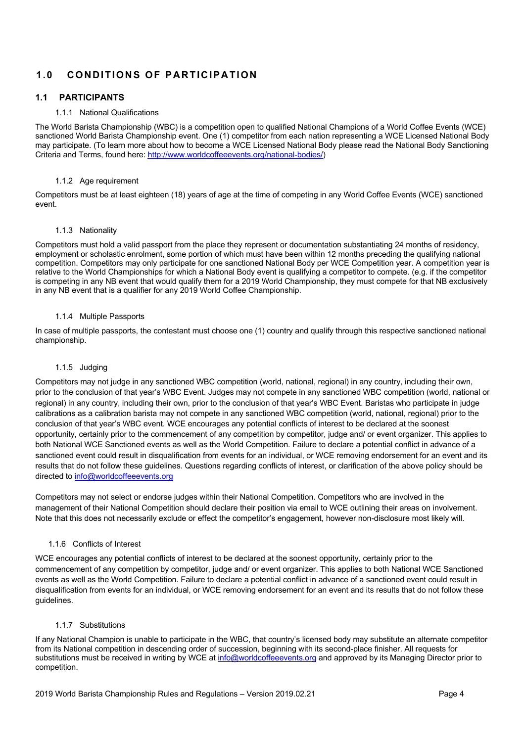# 1.0 CONDITIONS OF PARTICIPATION

## 1.1 PARTICIPANTS

### 1.1.1 National Qualifications

The World Barista Championship (WBC) is a competition open to qualified National Champions of a World Coffee Events (WCE) sanctioned World Barista Championship event. One (1) competitor from each nation representing a WCE Licensed National Body may participate. (To learn more about how to become a WCE Licensed National Body please read the National Body Sanctioning Criteria and Terms, found here: http://www.worldcoffeeevents.org/national-bodies/)

### 1.1.2 Age requirement

Competitors must be at least eighteen (18) years of age at the time of competing in any World Coffee Events (WCE) sanctioned event.

### 1.1.3 Nationality

Competitors must hold a valid passport from the place they represent or documentation substantiating 24 months of residency, employment or scholastic enrolment, some portion of which must have been within 12 months preceding the qualifying national competition. Competitors may only participate for one sanctioned National Body per WCE Competition year. A competition year is relative to the World Championships for which a National Body event is qualifying a competitor to compete. (e.g. if the competitor is competing in any NB event that would qualify them for a 2019 World Championship, they must compete for that NB exclusively in any NB event that is a qualifier for any 2019 World Coffee Championship.

### 1.1.4 Multiple Passports

In case of multiple passports, the contestant must choose one (1) country and qualify through this respective sanctioned national championship.

### 1.1.5 Judging

Competitors may not judge in any sanctioned WBC competition (world, national, regional) in any country, including their own, prior to the conclusion of that year's WBC Event. Judges may not compete in any sanctioned WBC competition (world, national or regional) in any country, including their own, prior to the conclusion of that year's WBC Event. Baristas who participate in judge calibrations as a calibration barista may not compete in any sanctioned WBC competition (world, national, regional) prior to the conclusion of that year's WBC event. WCE encourages any potential conflicts of interest to be declared at the soonest opportunity, certainly prior to the commencement of any competition by competitor, judge and/ or event organizer. This applies to both National WCE Sanctioned events as well as the World Competition. Failure to declare a potential conflict in advance of a sanctioned event could result in disqualification from events for an individual, or WCE removing endorsement for an event and its results that do not follow these guidelines. Questions regarding conflicts of interest, or clarification of the above policy should be directed to info@worldcoffeeevents.org

Competitors may not select or endorse judges within their National Competition. Competitors who are involved in the management of their National Competition should declare their position via email to WCE outlining their areas on involvement. Note that this does not necessarily exclude or effect the competitor's engagement, however non-disclosure most likely will.

### 1.1.6 Conflicts of Interest

WCE encourages any potential conflicts of interest to be declared at the soonest opportunity, certainly prior to the commencement of any competition by competitor, judge and/ or event organizer. This applies to both National WCE Sanctioned events as well as the World Competition. Failure to declare a potential conflict in advance of a sanctioned event could result in disqualification from events for an individual, or WCE removing endorsement for an event and its results that do not follow these guidelines.

### 1.1.7 Substitutions

If any National Champion is unable to participate in the WBC, that country's licensed body may substitute an alternate competitor from its National competition in descending order of succession, beginning with its second-place finisher. All requests for substitutions must be received in writing by WCE at info@worldcoffeeevents.org and approved by its Managing Director prior to competition.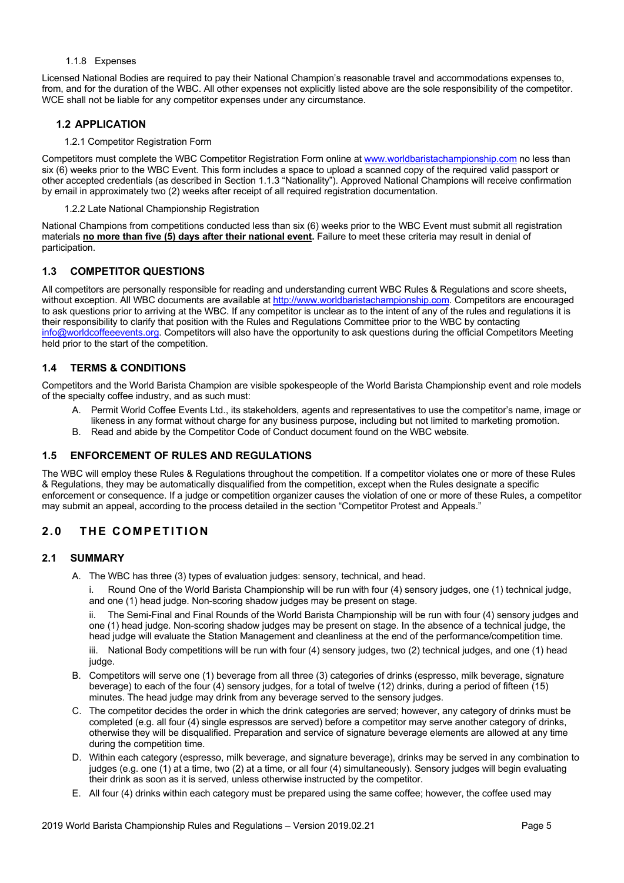#### 1.1.8 Expenses

Licensed National Bodies are required to pay their National Champion's reasonable travel and accommodations expenses to, from, and for the duration of the WBC. All other expenses not explicitly listed above are the sole responsibility of the competitor. WCE shall not be liable for any competitor expenses under any circumstance.

### 1.2 APPLICATION

#### 1.2.1 Competitor Registration Form

Competitors must complete the WBC Competitor Registration Form online at [www.worldbaristachampionship.com](www.worldbaristachampionship.com) no less than six (6) weeks prior to the WBC Event. This form includes a space to upload a scanned copy of the required valid passport or other accepted credentials (as described in Section 1.1.3 "Nationality"). Approved National Champions will receive confirmation by email in approximately two (2) weeks after receipt of all required registration documentation.

#### 1.2.2 Late National Championship Registration

National Champions from competitions conducted less than six (6) weeks prior to the WBC Event must submit all registration materials **no more than five (5) days after their national event.** Failure to meet these criteria may result in denial of participation.

### 1.3 COMPETITOR QUESTIONS

All competitors are personally responsible for reading and understanding current WBC Rules & Regulations and score sheets, without exception. All WBC documents are available at [http://www.worldbaristachampionship.com](http://www.worldbaristachampionship.com). Competitors are encouraged to ask questions prior to arriving at the WBC. If any competitor is unclear as to the intent of any of the rules and regulations it is their responsibility to clarify that position with the Rules and Regulations Committee prior to the WBC by contacting [info@worldcoffeeevents.org](mailto:info@worldcoffeeevents.org). Competitors will also have the opportunity to ask questions during the official Competitors Meeting held prior to the start of the competition.

### 1.4 TERMS & CONDITIONS

Competitors and the World Barista Champion are visible spokespeople of the World Barista Championship event and role models of the specialty coffee industry, and as such must:

A. Permit World Coffee Events Ltd., its stakeholders, agents and representatives to use the competitor's name, image or likeness in any format without charge for any business purpose, including but not limited to marketing promotion.

B. Read and abide by the Competitor Code of Conduct document found on the WBC website.

### 1.5 ENFORCEMENT OF RULES AND REGULATIONS

The WBC will employ these Rules & Regulations throughout the competition. If a competitor violates one or more of these Rules & Regulations, they may be automatically disqualified from the competition, except when the Rules designate a specific enforcement or consequence. If a judge or competition organizer causes the violation of one or more of these Rules, a competitor may submit an appeal, according to the process detailed in the section "Competitor Protest and Appeals."

## 2.0 THE COMPETITION

### 2.1 SUMMARY

A. The WBC has three (3) types of evaluation judges: sensory, technical, and head.

i. Round One of the World Barista Championship will be run with four (4) sensory judges, one (1) technical judge, and one (1) head judge. Non-scoring shadow judges may be present on stage.

ii. The Semi-Final and Final Rounds of the World Barista Championship will be run with four (4) sensory judges and one (1) head judge. Non-scoring shadow judges may be present on stage. In the absence of a technical judge, the head judge will evaluate the Station Management and cleanliness at the end of the performance/competition time.

iii. National Body competitions will be run with four (4) sensory judges, two (2) technical judges, and one (1) head judge.

B. Competitors will serve one (1) beverage from all three (3) categories of drinks (espresso, milk beverage, signature beverage) to each of the four (4) sensory judges, for a total of twelve (12) drinks, during a period of fifteen (15) minutes. The head judge may drink from any beverage served to the sensory judges.

C. The competitor decides the order in which the drink categories are served; however, any category of drinks must be completed (e.g. all four (4) single espressos are served) before a competitor may serve another category of drinks, otherwise they will be disqualified. Preparation and service of signature beverage elements are allowed at any time during the competition time.

D. Within each category (espresso, milk beverage, and signature beverage), drinks may be served in any combination to judges (e.g. one (1) at a time, two (2) at a time, or all four (4) simultaneously). Sensory judges will begin evaluating their drink as soon as it is served, unless otherwise instructed by the competitor.

E. All four (4) drinks within each category must be prepared using the same coffee; however, the coffee used may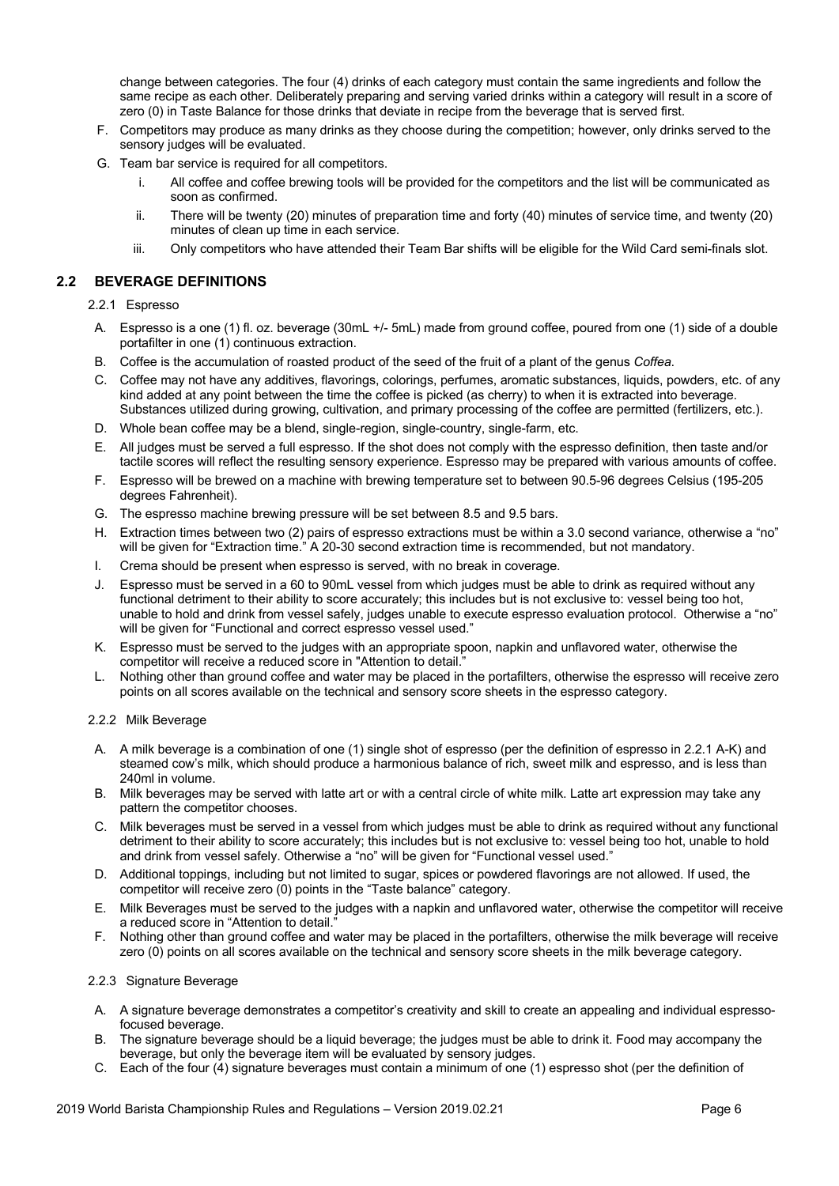change between categories. The four (4) drinks of each category must contain the same ingredients and follow the same recipe as each other. Deliberately preparing and serving varied drinks within a category will result in a score of zero (0) in Taste Balance for those drinks that deviate in recipe from the beverage that is served first.

F. Competitors may produce as many drinks as they choose during the competition; however, only drinks served to the sensory judges will be evaluated.

G. Team bar service is required for all competitors.

  i. All coffee and coffee brewing tools will be provided for the competitors and the list will be communicated as soon as confirmed.

  ii. There will be twenty (20) minutes of preparation time and forty (40) minutes of service time, and twenty (20) minutes of clean up time in each service.

  iii. Only competitors who have attended their Team Bar shifts will be eligible for the Wild Card semi-finals slot.

## 2.2 BEVERAGE DEFINITIONS

### 2.2.1 Espresso

A. Espresso is a one (1) fl. oz. beverage (30mL +/- 5mL) made from ground coffee, poured from one (1) side of a double portafilter in one (1) continuous extraction.

B. Coffee is the accumulation of roasted product of the seed of the fruit of a plant of the genus *Coffea*.

C. Coffee may not have any additives, flavorings, colorings, perfumes, aromatic substances, liquids, powders, etc. of any kind added at any point between the time the coffee is picked (as cherry) to when it is extracted into beverage. Substances utilized during growing, cultivation, and primary processing of the coffee are permitted (fertilizers, etc.).

D. Whole bean coffee may be a blend, single-region, single-country, single-farm, etc.

E. All judges must be served a full espresso. If the shot does not comply with the espresso definition, then taste and/or tactile scores will reflect the resulting sensory experience. Espresso may be prepared with various amounts of coffee.

F. Espresso will be brewed on a machine with brewing temperature set to between 90.5-96 degrees Celsius (195-205 degrees Fahrenheit).

G. The espresso machine brewing pressure will be set between 8.5 and 9.5 bars.

H. Extraction times between two (2) pairs of espresso extractions must be within a 3.0 second variance, otherwise a "no" will be given for "Extraction time." A 20-30 second extraction time is recommended, but not mandatory.

I. Crema should be present when espresso is served, with no break in coverage.

J. Espresso must be served in a 60 to 90mL vessel from which judges must be able to drink as required without any functional detriment to their ability to score accurately; this includes but is not exclusive to: vessel being too hot, unable to hold and drink from vessel safely, judges unable to execute espresso evaluation protocol. Otherwise a "no" will be given for "Functional and correct espresso vessel used."

K. Espresso must be served to the judges with an appropriate spoon, napkin and unflavored water, otherwise the competitor will receive a reduced score in "Attention to detail."

L. Nothing other than ground coffee and water may be placed in the portafilters, otherwise the espresso will receive zero points on all scores available on the technical and sensory score sheets in the espresso category.

### 2.2.2 Milk Beverage

A. A milk beverage is a combination of one (1) single shot of espresso (per the definition of espresso in 2.2.1 A-K) and steamed cow's milk, which should produce a harmonious balance of rich, sweet milk and espresso, and is less than 240ml in volume.

B. Milk beverages may be served with latte art or with a central circle of white milk. Latte art expression may take any pattern the competitor chooses.

C. Milk beverages must be served in a vessel from which judges must be able to drink as required without any functional detriment to their ability to score accurately; this includes but is not exclusive to: vessel being too hot, unable to hold and drink from vessel safely. Otherwise a "no" will be given for "Functional vessel used."

D. Additional toppings, including but not limited to sugar, spices or powdered flavorings are not allowed. If used, the competitor will receive zero (0) points in the "Taste balance" category.

E. Milk Beverages must be served to the judges with a napkin and unflavored water, otherwise the competitor will receive a reduced score in "Attention to detail."

F. Nothing other than ground coffee and water may be placed in the portafilters, otherwise the milk beverage will receive zero (0) points on all scores available on the technical and sensory score sheets in the milk beverage category.

### 2.2.3 Signature Beverage

A. A signature beverage demonstrates a competitor's creativity and skill to create an appealing and individual espresso-focused beverage.

B. The signature beverage should be a liquid beverage; the judges must be able to drink it. Food may accompany the beverage, but only the beverage item will be evaluated by sensory judges.

C. Each of the four (4) signature beverages must contain a minimum of one (1) espresso shot (per the definition of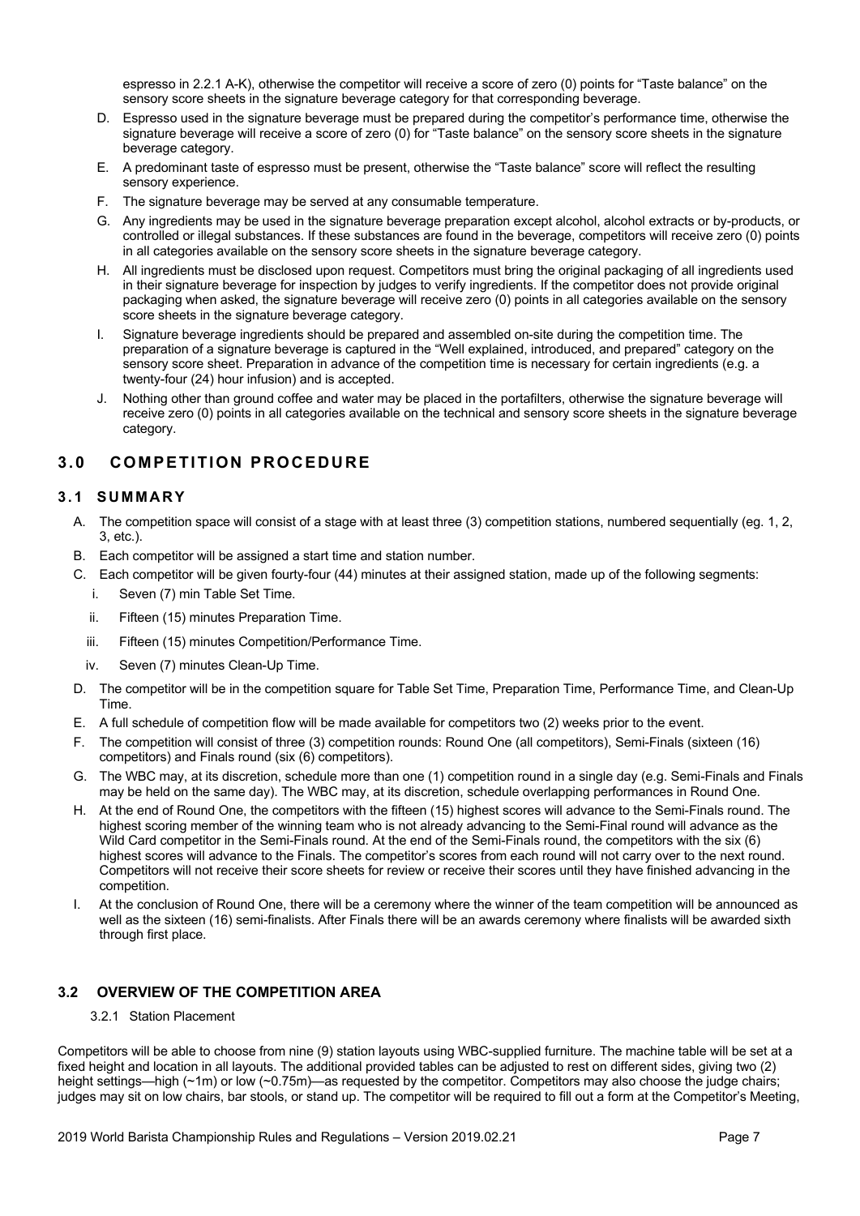espresso in 2.2.1 A-K), otherwise the competitor will receive a score of zero (0) points for "Taste balance" on the sensory score sheets in the signature beverage category for that corresponding beverage.

D. Espresso used in the signature beverage must be prepared during the competitor's performance time, otherwise the signature beverage will receive a score of zero (0) for "Taste balance" on the sensory score sheets in the signature beverage category.

E. A predominant taste of espresso must be present, otherwise the "Taste balance" score will reflect the resulting sensory experience.

F. The signature beverage may be served at any consumable temperature.

G. Any ingredients may be used in the signature beverage preparation except alcohol, alcohol extracts or by-products, or controlled or illegal substances. If these substances are found in the beverage, competitors will receive zero (0) points in all categories available on the sensory score sheets in the signature beverage category.

H. All ingredients must be disclosed upon request. Competitors must bring the original packaging of all ingredients used in their signature beverage for inspection by judges to verify ingredients. If the competitor does not provide original packaging when asked, the signature beverage will receive zero (0) points in all categories available on the sensory score sheets in the signature beverage category.

I. Signature beverage ingredients should be prepared and assembled on-site during the competition time. The preparation of a signature beverage is captured in the "Well explained, introduced, and prepared" category on the sensory score sheet. Preparation in advance of the competition time is necessary for certain ingredients (e.g. a twenty-four (24) hour infusion) and is accepted.

J. Nothing other than ground coffee and water may be placed in the portafilters, otherwise the signature beverage will receive zero (0) points in all categories available on the technical and sensory score sheets in the signature beverage category.

# 3.0 COMPETITION PROCEDURE

## 3.1 SUMMARY

A. The competition space will consist of a stage with at least three (3) competition stations, numbered sequentially (eg. 1, 2, 3, etc.).

B. Each competitor will be assigned a start time and station number.

C. Each competitor will be given fourty-four (44) minutes at their assigned station, made up of the following segments:

   i. Seven (7) min Table Set Time.

   ii. Fifteen (15) minutes Preparation Time.

   iii. Fifteen (15) minutes Competition/Performance Time.

   iv. Seven (7) minutes Clean-Up Time.

D. The competitor will be in the competition square for Table Set Time, Preparation Time, Performance Time, and Clean-Up Time.

E. A full schedule of competition flow will be made available for competitors two (2) weeks prior to the event.

F. The competition will consist of three (3) competition rounds: Round One (all competitors), Semi-Finals (sixteen (16) competitors) and Finals round (six (6) competitors).

G. The WBC may, at its discretion, schedule more than one (1) competition round in a single day (e.g. Semi-Finals and Finals may be held on the same day). The WBC may, at its discretion, schedule overlapping performances in Round One.

H. At the end of Round One, the competitors with the fifteen (15) highest scores will advance to the Semi-Finals round. The highest scoring member of the winning team who is not already advancing to the Semi-Final round will advance as the Wild Card competitor in the Semi-Finals round. At the end of the Semi-Finals round, the competitors with the six (6) highest scores will advance to the Finals. The competitor's scores from each round will not carry over to the next round. Competitors will not receive their score sheets for review or receive their scores until they have finished advancing in the competition.

I. At the conclusion of Round One, there will be a ceremony where the winner of the team competition will be announced as well as the sixteen (16) semi-finalists. After Finals there will be an awards ceremony where finalists will be awarded sixth through first place.

## 3.2 OVERVIEW OF THE COMPETITION AREA

### 3.2.1 Station Placement

Competitors will be able to choose from nine (9) station layouts using WBC-supplied furniture. The machine table will be set at a fixed height and location in all layouts. The additional provided tables can be adjusted to rest on different sides, giving two (2) height settings—high (~1m) or low (~0.75m)—as requested by the competitor. Competitors may also choose the judge chairs; judges may sit on low chairs, bar stools, or stand up. The competitor will be required to fill out a form at the Competitor's Meeting,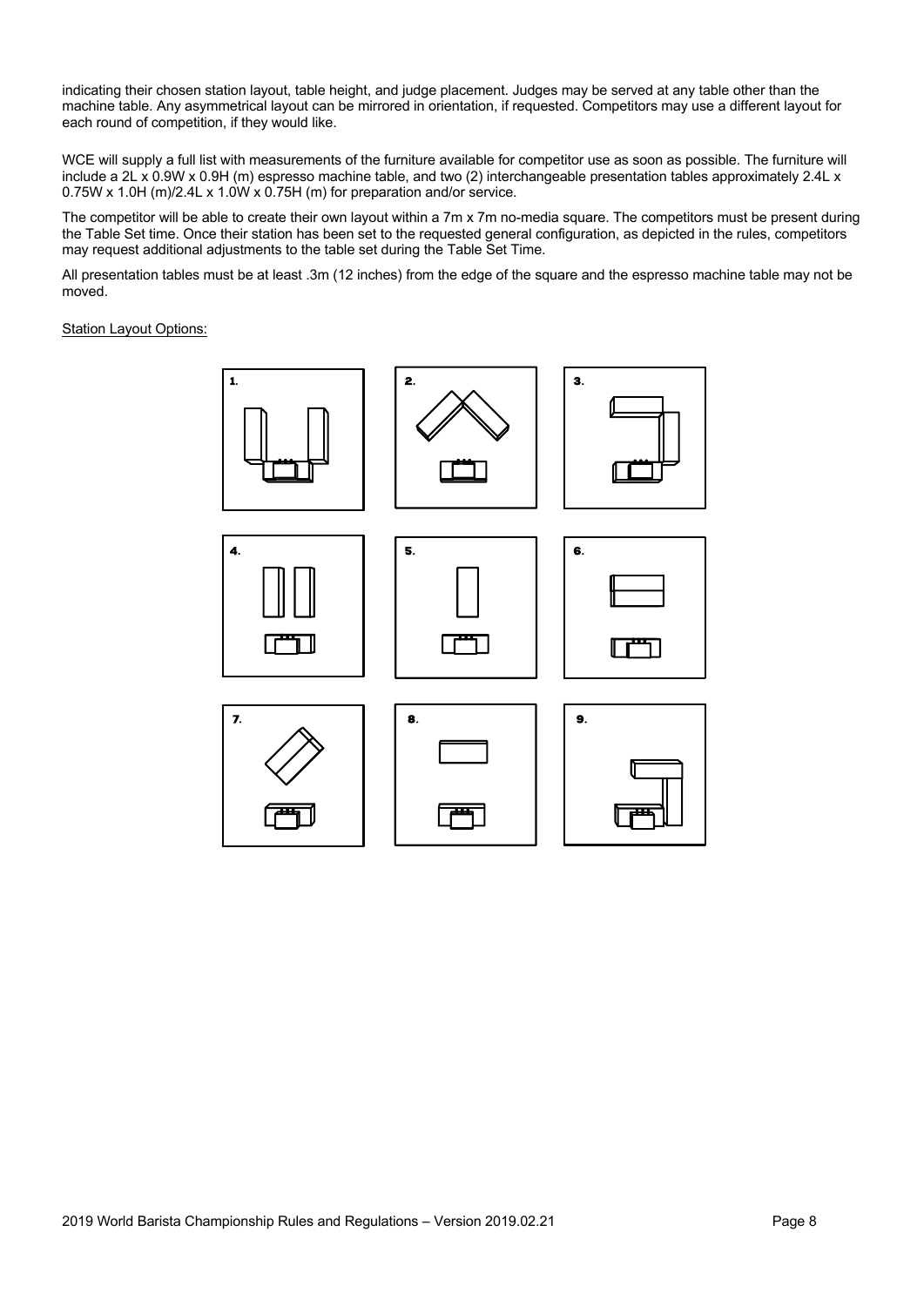indicating their chosen station layout, table height, and judge placement. Judges may be served at any table other than the machine table. Any asymmetrical layout can be mirrored in orientation, if requested. Competitors may use a different layout for each round of competition, if they would like.

WCE will supply a full list with measurements of the furniture available for competitor use as soon as possible. The furniture will include a 2L x 0.9W x 0.9H (m) espresso machine table, and two (2) interchangeable presentation tables approximately 2.4L x 0.75W x 1.0H (m)/2.4L x 1.0W x 0.75H (m) for preparation and/or service.

The competitor will be able to create their own layout within a 7m x 7m no-media square. The competitors must be present during the Table Set time. Once their station has been set to the requested general configuration, as depicted in the rules, competitors may request additional adjustments to the table set during the Table Set Time.

All presentation tables must be at least .3m (12 inches) from the edge of the square and the espresso machine table may not be moved.

Station Layout Options:

1. 2. 3.

4. 5. 6.

7. 8. 9.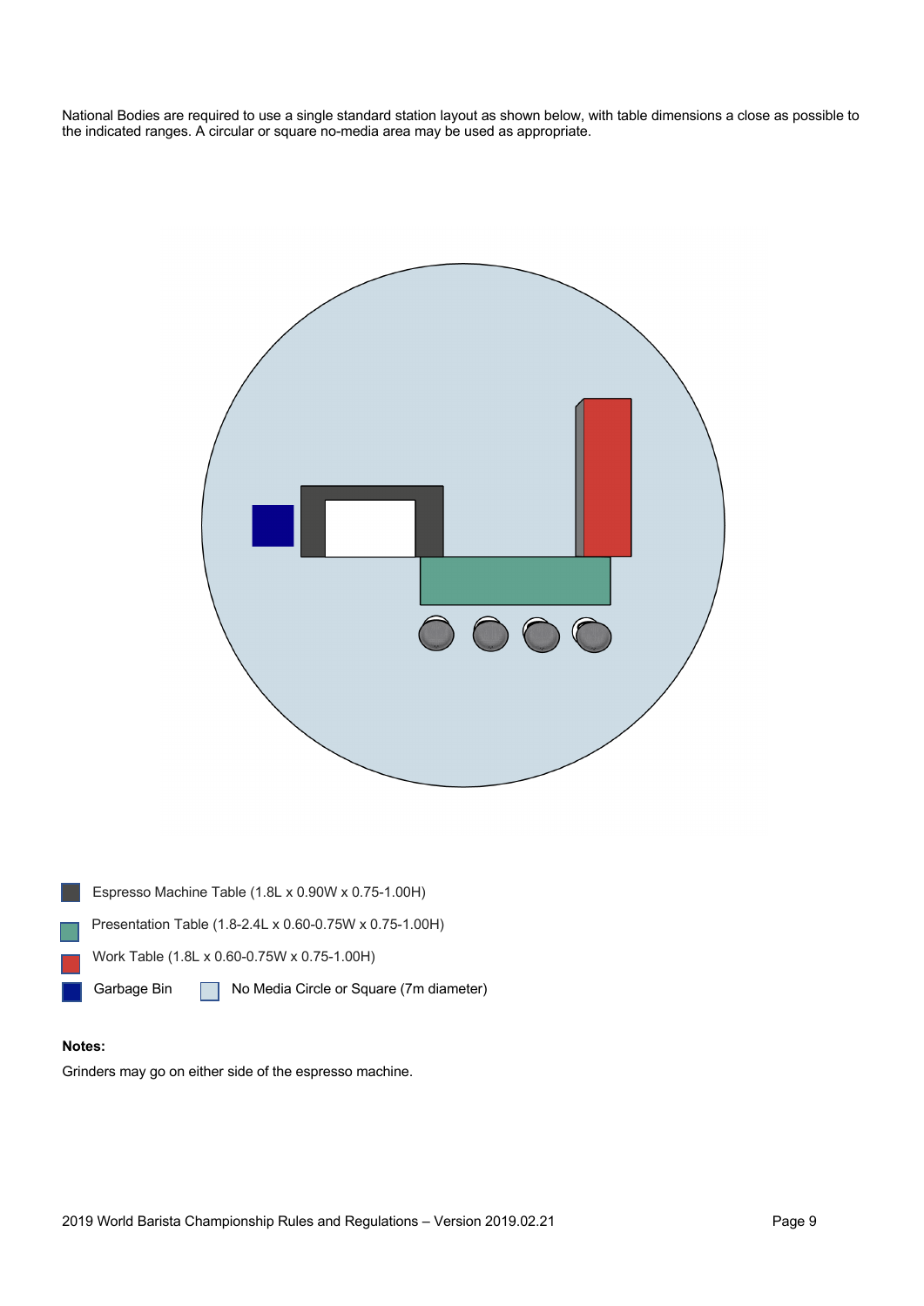National Bodies are required to use a single standard station layout as shown below, with table dimensions a close as possible to the indicated ranges. A circular or square no-media area may be used as appropriate.

- Espresso Machine Table (1.8L x 0.90W x 0.75-1.00H)
- Presentation Table (1.8-2.4L x 0.60-0.75W x 0.75-1.00H)
- Work Table (1.8L x 0.60-0.75W x 0.75-1.00H)
- Garbage Bin
- No Media Circle or Square (7m diameter)

**Notes:**

Grinders may go on either side of the espresso machine.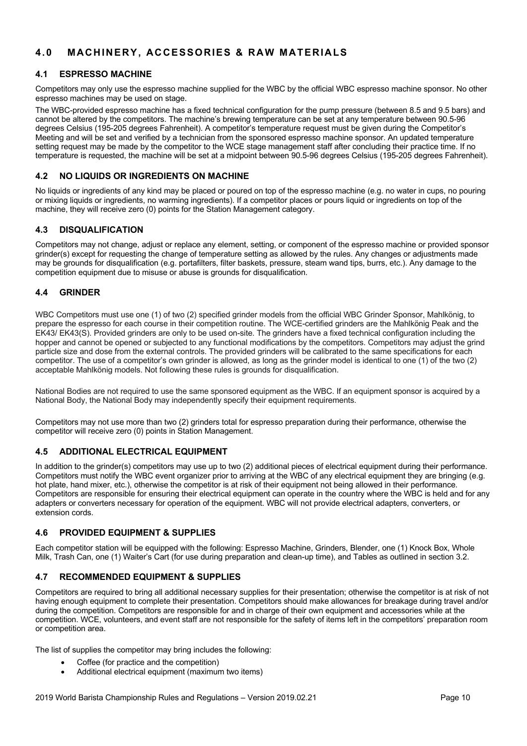## 4.0 MACHINERY, ACCESSORIES & RAW MATERIALS

### 4.1 ESPRESSO MACHINE

Competitors may only use the espresso machine supplied for the WBC by the official WBC espresso machine sponsor. No other espresso machines may be used on stage.

The WBC-provided espresso machine has a fixed technical configuration for the pump pressure (between 8.5 and 9.5 bars) and cannot be altered by the competitors. The machine's brewing temperature can be set at any temperature between 90.5-96 degrees Celsius (195-205 degrees Fahrenheit). A competitor's temperature request must be given during the Competitor's Meeting and will be set and verified by a technician from the sponsored espresso machine sponsor. An updated temperature setting request may be made by the competitor to the WCE stage management staff after concluding their practice time. If no temperature is requested, the machine will be set at a midpoint between 90.5-96 degrees Celsius (195-205 degrees Fahrenheit).

### 4.2 NO LIQUIDS OR INGREDIENTS ON MACHINE

No liquids or ingredients of any kind may be placed or poured on top of the espresso machine (e.g. no water in cups, no pouring or mixing liquids or ingredients, no warming ingredients). If a competitor places or pours liquid or ingredients on top of the machine, they will receive zero (0) points for the Station Management category.

### 4.3 DISQUALIFICATION

Competitors may not change, adjust or replace any element, setting, or component of the espresso machine or provided sponsor grinder(s) except for requesting the change of temperature setting as allowed by the rules. Any changes or adjustments made may be grounds for disqualification (e.g. portafilters, filter baskets, pressure, steam wand tips, burrs, etc.). Any damage to the competition equipment due to misuse or abuse is grounds for disqualification.

### 4.4 GRINDER

WBC Competitors must use one (1) of two (2) specified grinder models from the official WBC Grinder Sponsor, Mahlkönig, to prepare the espresso for each course in their competition routine. The WCE-certified grinders are the Mahlkönig Peak and the EK43/ EK43(S). Provided grinders are only to be used on-site. The grinders have a fixed technical configuration including the hopper and cannot be opened or subjected to any functional modifications by the competitors. Competitors may adjust the grind particle size and dose from the external controls. The provided grinders will be calibrated to the same specifications for each competitor. The use of a competitor's own grinder is allowed, as long as the grinder model is identical to one (1) of the two (2) acceptable Mahlkönig models. Not following these rules is grounds for disqualification.

National Bodies are not required to use the same sponsored equipment as the WBC. If an equipment sponsor is acquired by a National Body, the National Body may independently specify their equipment requirements.

Competitors may not use more than two (2) grinders total for espresso preparation during their performance, otherwise the competitor will receive zero (0) points in Station Management.

### 4.5 ADDITIONAL ELECTRICAL EQUIPMENT

In addition to the grinder(s) competitors may use up to two (2) additional pieces of electrical equipment during their performance. Competitors must notify the WBC event organizer prior to arriving at the WBC of any electrical equipment they are bringing (e.g. hot plate, hand mixer, etc.), otherwise the competitor is at risk of their equipment not being allowed in their performance. Competitors are responsible for ensuring their electrical equipment can operate in the country where the WBC is held and for any adapters or converters necessary for operation of the equipment. WBC will not provide electrical adapters, converters, or extension cords.

### 4.6 PROVIDED EQUIPMENT & SUPPLIES

Each competitor station will be equipped with the following: Espresso Machine, Grinders, Blender, one (1) Knock Box, Whole Milk, Trash Can, one (1) Waiter's Cart (for use during preparation and clean-up time), and Tables as outlined in section 3.2.

### 4.7 RECOMMENDED EQUIPMENT & SUPPLIES

Competitors are required to bring all additional necessary supplies for their presentation; otherwise the competitor is at risk of not having enough equipment to complete their presentation. Competitors should make allowances for breakage during travel and/or during the competition. Competitors are responsible for and in charge of their own equipment and accessories while at the competition. WCE, volunteers, and event staff are not responsible for the safety of items left in the competitors' preparation room or competition area.

The list of supplies the competitor may bring includes the following:

- Coffee (for practice and the competition)
- Additional electrical equipment (maximum two items)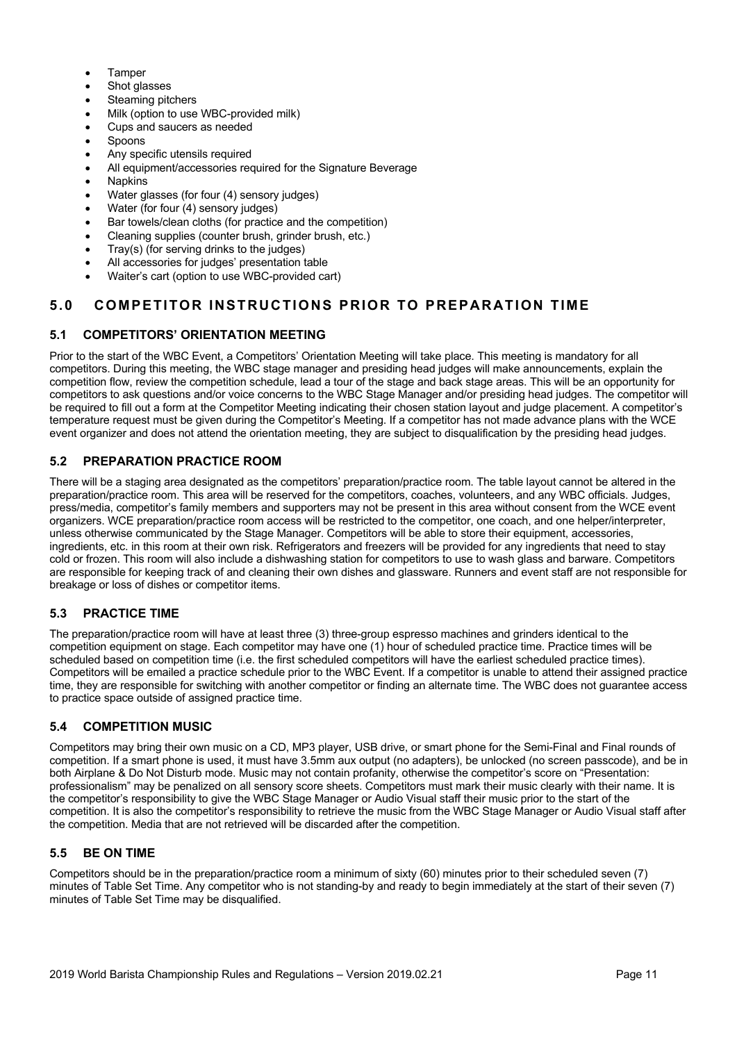- Tamper
- Shot glasses
- Steaming pitchers
- Milk (option to use WBC-provided milk)
- Cups and saucers as needed
- Spoons
- Any specific utensils required
- All equipment/accessories required for the Signature Beverage
- Napkins
- Water glasses (for four (4) sensory judges)
- Water (for four (4) sensory judges)
- Bar towels/clean cloths (for practice and the competition)
- Cleaning supplies (counter brush, grinder brush, etc.)
- Tray(s) (for serving drinks to the judges)
- All accessories for judges' presentation table
- Waiter's cart (option to use WBC-provided cart)

## 5.0 COMPETITOR INSTRUCTIONS PRIOR TO PREPARATION TIME

### 5.1 COMPETITORS' ORIENTATION MEETING

Prior to the start of the WBC Event, a Competitors' Orientation Meeting will take place. This meeting is mandatory for all competitors. During this meeting, the WBC stage manager and presiding head judges will make announcements, explain the competition flow, review the competition schedule, lead a tour of the stage and back stage areas. This will be an opportunity for competitors to ask questions and/or voice concerns to the WBC Stage Manager and/or presiding head judges. The competitor will be required to fill out a form at the Competitor Meeting indicating their chosen station layout and judge placement. A competitor's temperature request must be given during the Competitor's Meeting. If a competitor has not made advance plans with the WCE event organizer and does not attend the orientation meeting, they are subject to disqualification by the presiding head judges.

### 5.2 PREPARATION PRACTICE ROOM

There will be a staging area designated as the competitors' preparation/practice room. The table layout cannot be altered in the preparation/practice room. This area will be reserved for the competitors, coaches, volunteers, and any WBC officials. Judges, press/media, competitor's family members and supporters may not be present in this area without consent from the WCE event organizers. WCE preparation/practice room access will be restricted to the competitor, one coach, and one helper/interpreter, unless otherwise communicated by the Stage Manager. Competitors will be able to store their equipment, accessories, ingredients, etc. in this room at their own risk. Refrigerators and freezers will be provided for any ingredients that need to stay cold or frozen. This room will also include a dishwashing station for competitors to use to wash glass and barware. Competitors are responsible for keeping track of and cleaning their own dishes and glassware. Runners and event staff are not responsible for breakage or loss of dishes or competitor items.

### 5.3 PRACTICE TIME

The preparation/practice room will have at least three (3) three-group espresso machines and grinders identical to the competition equipment on stage. Each competitor may have one (1) hour of scheduled practice time. Practice times will be scheduled based on competition time (i.e. the first scheduled competitors will have the earliest scheduled practice times). Competitors will be emailed a practice schedule prior to the WBC Event. If a competitor is unable to attend their assigned practice time, they are responsible for switching with another competitor or finding an alternate time. The WBC does not guarantee access to practice space outside of assigned practice time.

### 5.4 COMPETITION MUSIC

Competitors may bring their own music on a CD, MP3 player, USB drive, or smart phone for the Semi-Final and Final rounds of competition. If a smart phone is used, it must have 3.5mm aux output (no adapters), be unlocked (no screen passcode), and be in both Airplane & Do Not Disturb mode. Music may not contain profanity, otherwise the competitor's score on "Presentation: professionalism" may be penalized on all sensory score sheets. Competitors must mark their music clearly with their name. It is the competitor's responsibility to give the WBC Stage Manager or Audio Visual staff their music prior to the start of the competition. It is also the competitor's responsibility to retrieve the music from the WBC Stage Manager or Audio Visual staff after the competition. Media that are not retrieved will be discarded after the competition.

### 5.5 BE ON TIME

Competitors should be in the preparation/practice room a minimum of sixty (60) minutes prior to their scheduled seven (7) minutes of Table Set Time. Any competitor who is not standing-by and ready to begin immediately at the start of their seven (7) minutes of Table Set Time may be disqualified.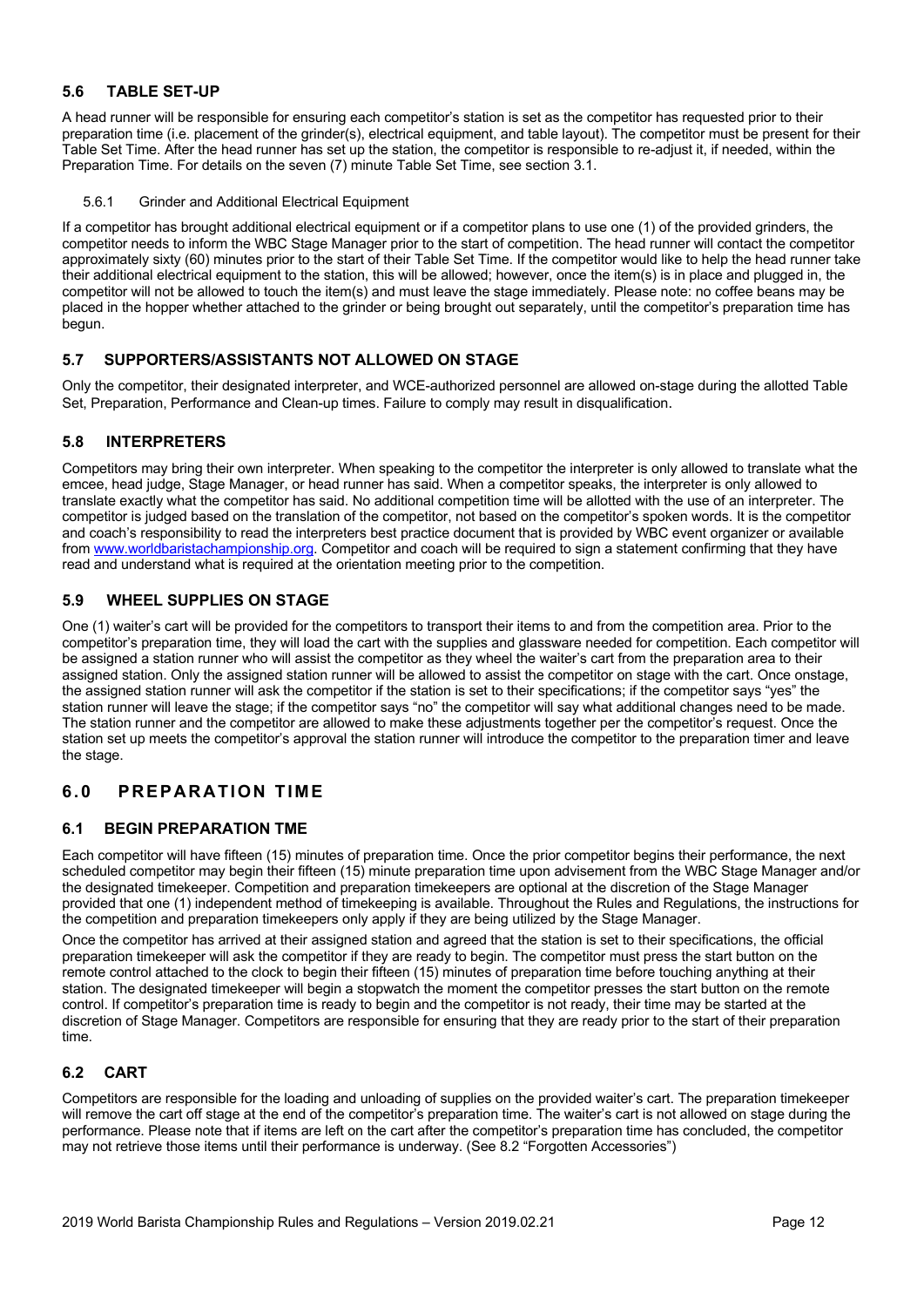### 5.6 TABLE SET-UP

A head runner will be responsible for ensuring each competitor's station is set as the competitor has requested prior to their preparation time (i.e. placement of the grinder(s), electrical equipment, and table layout). The competitor must be present for their Table Set Time. After the head runner has set up the station, the competitor is responsible to re-adjust it, if needed, within the Preparation Time. For details on the seven (7) minute Table Set Time, see section 3.1.

#### 5.6.1 Grinder and Additional Electrical Equipment

If a competitor has brought additional electrical equipment or if a competitor plans to use one (1) of the provided grinders, the competitor needs to inform the WBC Stage Manager prior to the start of competition. The head runner will contact the competitor approximately sixty (60) minutes prior to the start of their Table Set Time. If the competitor would like to help the head runner take their additional electrical equipment to the station, this will be allowed; however, once the item(s) is in place and plugged in, the competitor will not be allowed to touch the item(s) and must leave the stage immediately. Please note: no coffee beans may be placed in the hopper whether attached to the grinder or being brought out separately, until the competitor's preparation time has begun.

### 5.7 SUPPORTERS/ASSISTANTS NOT ALLOWED ON STAGE

Only the competitor, their designated interpreter, and WCE-authorized personnel are allowed on-stage during the allotted Table Set, Preparation, Performance and Clean-up times. Failure to comply may result in disqualification.

### 5.8 INTERPRETERS

Competitors may bring their own interpreter. When speaking to the competitor the interpreter is only allowed to translate what the emcee, head judge, Stage Manager, or head runner has said. When a competitor speaks, the interpreter is only allowed to translate exactly what the competitor has said. No additional competition time will be allotted with the use of an interpreter. The competitor is judged based on the translation of the competitor, not based on the competitor's spoken words. It is the competitor and coach's responsibility to read the interpreters best practice document that is provided by WBC event organizer or available from www.worldbaristachampionship.org. Competitor and coach will be required to sign a statement confirming that they have read and understand what is required at the orientation meeting prior to the competition.

### 5.9 WHEEL SUPPLIES ON STAGE

One (1) waiter's cart will be provided for the competitors to transport their items to and from the competition area. Prior to the competitor's preparation time, they will load the cart with the supplies and glassware needed for competition. Each competitor will be assigned a station runner who will assist the competitor as they wheel the waiter's cart from the preparation area to their assigned station. Only the assigned station runner will be allowed to assist the competitor on stage with the cart. Once onstage, the assigned station runner will ask the competitor if the station is set to their specifications; if the competitor says "yes" the station runner will leave the stage; if the competitor says "no" the competitor will say what additional changes need to be made. The station runner and the competitor are allowed to make these adjustments together per the competitor's request. Once the station set up meets the competitor's approval the station runner will introduce the competitor to the preparation timer and leave the stage.

## 6.0 PREPARATION TIME

### 6.1 BEGIN PREPARATION TME

Each competitor will have fifteen (15) minutes of preparation time. Once the prior competitor begins their performance, the next scheduled competitor may begin their fifteen (15) minute preparation time upon advisement from the WBC Stage Manager and/or the designated timekeeper. Competition and preparation timekeepers are optional at the discretion of the Stage Manager provided that one (1) independent method of timekeeping is available. Throughout the Rules and Regulations, the instructions for the competition and preparation timekeepers only apply if they are being utilized by the Stage Manager.

Once the competitor has arrived at their assigned station and agreed that the station is set to their specifications, the official preparation timekeeper will ask the competitor if they are ready to begin. The competitor must press the start button on the remote control attached to the clock to begin their fifteen (15) minutes of preparation time before touching anything at their station. The designated timekeeper will begin a stopwatch the moment the competitor presses the start button on the remote control. If competitor's preparation time is ready to begin and the competitor is not ready, their time may be started at the discretion of Stage Manager. Competitors are responsible for ensuring that they are ready prior to the start of their preparation time.

### 6.2 CART

Competitors are responsible for the loading and unloading of supplies on the provided waiter's cart. The preparation timekeeper will remove the cart off stage at the end of the competitor's preparation time. The waiter's cart is not allowed on stage during the performance. Please note that if items are left on the cart after the competitor's preparation time has concluded, the competitor may not retrieve those items until their performance is underway. (See 8.2 "Forgotten Accessories")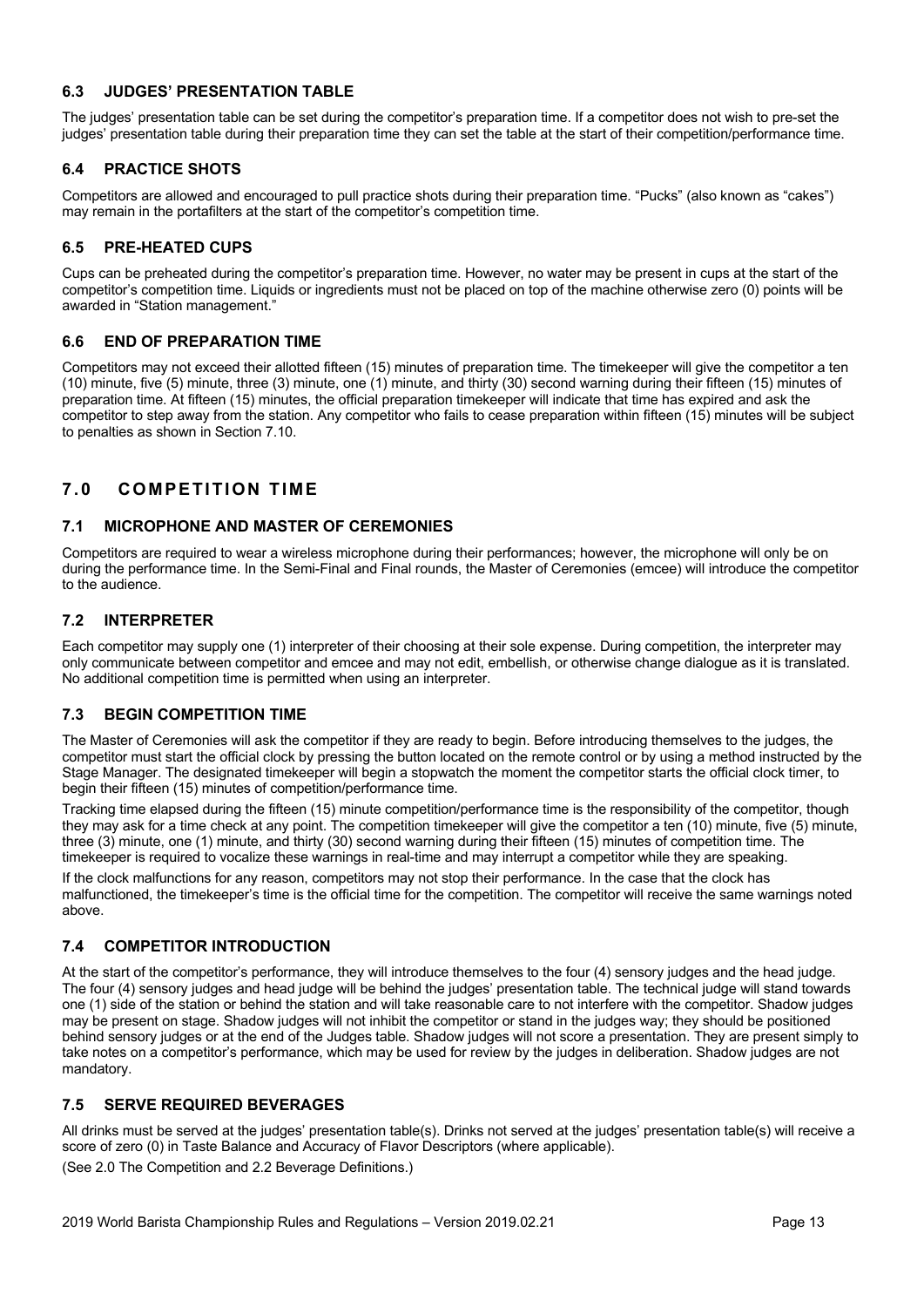### 6.3 JUDGES' PRESENTATION TABLE

The judges' presentation table can be set during the competitor's preparation time. If a competitor does not wish to pre-set the judges' presentation table during their preparation time they can set the table at the start of their competition/performance time.

### 6.4 PRACTICE SHOTS

Competitors are allowed and encouraged to pull practice shots during their preparation time. "Pucks" (also known as "cakes") may remain in the portafilters at the start of the competitor's competition time.

### 6.5 PRE-HEATED CUPS

Cups can be preheated during the competitor's preparation time. However, no water may be present in cups at the start of the competitor's competition time. Liquids or ingredients must not be placed on top of the machine otherwise zero (0) points will be awarded in "Station management."

### 6.6 END OF PREPARATION TIME

Competitors may not exceed their allotted fifteen (15) minutes of preparation time. The timekeeper will give the competitor a ten (10) minute, five (5) minute, three (3) minute, one (1) minute, and thirty (30) second warning during their fifteen (15) minutes of preparation time. At fifteen (15) minutes, the official preparation timekeeper will indicate that time has expired and ask the competitor to step away from the station. Any competitor who fails to cease preparation within fifteen (15) minutes will be subject to penalties as shown in Section 7.10.

## 7.0 COMPETITION TIME

### 7.1 MICROPHONE AND MASTER OF CEREMONIES

Competitors are required to wear a wireless microphone during their performances; however, the microphone will only be on during the performance time. In the Semi-Final and Final rounds, the Master of Ceremonies (emcee) will introduce the competitor to the audience.

### 7.2 INTERPRETER

Each competitor may supply one (1) interpreter of their choosing at their sole expense. During competition, the interpreter may only communicate between competitor and emcee and may not edit, embellish, or otherwise change dialogue as it is translated. No additional competition time is permitted when using an interpreter.

### 7.3 BEGIN COMPETITION TIME

The Master of Ceremonies will ask the competitor if they are ready to begin. Before introducing themselves to the judges, the competitor must start the official clock by pressing the button located on the remote control or by using a method instructed by the Stage Manager. The designated timekeeper will begin a stopwatch the moment the competitor starts the official clock timer, to begin their fifteen (15) minutes of competition/performance time.

Tracking time elapsed during the fifteen (15) minute competition/performance time is the responsibility of the competitor, though they may ask for a time check at any point. The competition timekeeper will give the competitor a ten (10) minute, five (5) minute, three (3) minute, one (1) minute, and thirty (30) second warning during their fifteen (15) minutes of competition time. The timekeeper is required to vocalize these warnings in real-time and may interrupt a competitor while they are speaking.

If the clock malfunctions for any reason, competitors may not stop their performance. In the case that the clock has malfunctioned, the timekeeper's time is the official time for the competition. The competitor will receive the same warnings noted above.

### 7.4 COMPETITOR INTRODUCTION

At the start of the competitor's performance, they will introduce themselves to the four (4) sensory judges and the head judge. The four (4) sensory judges and head judge will be behind the judges' presentation table. The technical judge will stand towards one (1) side of the station or behind the station and will take reasonable care to not interfere with the competitor. Shadow judges may be present on stage. Shadow judges will not inhibit the competitor or stand in the judges way; they should be positioned behind sensory judges or at the end of the Judges table. Shadow judges will not score a presentation. They are present simply to take notes on a competitor's performance, which may be used for review by the judges in deliberation. Shadow judges are not mandatory.

### 7.5 SERVE REQUIRED BEVERAGES

All drinks must be served at the judges' presentation table(s). Drinks not served at the judges' presentation table(s) will receive a score of zero (0) in Taste Balance and Accuracy of Flavor Descriptors (where applicable).

(See 2.0 The Competition and 2.2 Beverage Definitions.)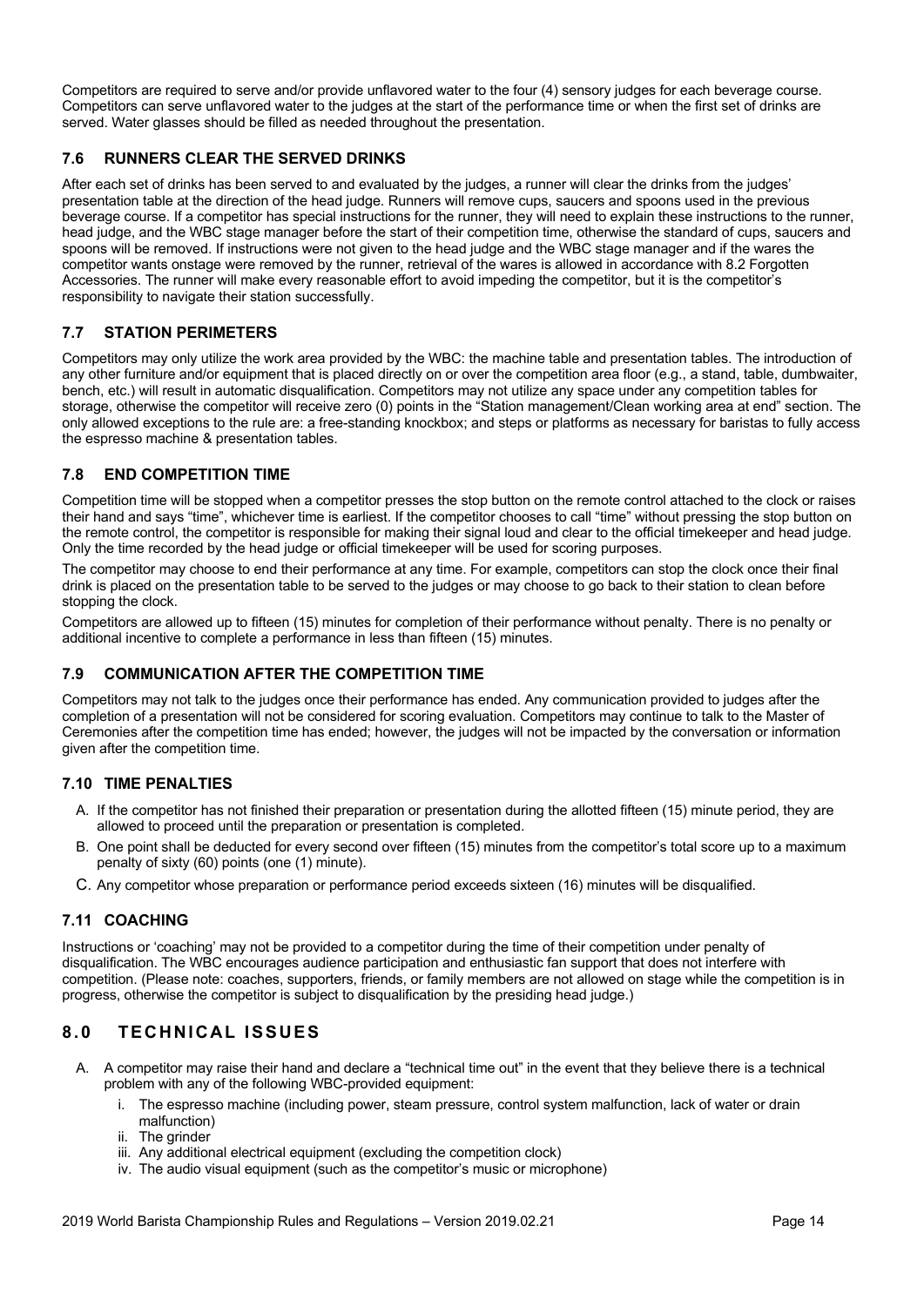Competitors are required to serve and/or provide unflavored water to the four (4) sensory judges for each beverage course. Competitors can serve unflavored water to the judges at the start of the performance time or when the first set of drinks are served. Water glasses should be filled as needed throughout the presentation.

### 7.6 RUNNERS CLEAR THE SERVED DRINKS

After each set of drinks has been served to and evaluated by the judges, a runner will clear the drinks from the judges' presentation table at the direction of the head judge. Runners will remove cups, saucers and spoons used in the previous beverage course. If a competitor has special instructions for the runner, they will need to explain these instructions to the runner, head judge, and the WBC stage manager before the start of their competition time, otherwise the standard of cups, saucers and spoons will be removed. If instructions were not given to the head judge and the WBC stage manager and if the wares the competitor wants onstage were removed by the runner, retrieval of the wares is allowed in accordance with 8.2 Forgotten Accessories. The runner will make every reasonable effort to avoid impeding the competitor, but it is the competitor's responsibility to navigate their station successfully.

### 7.7 STATION PERIMETERS

Competitors may only utilize the work area provided by the WBC: the machine table and presentation tables. The introduction of any other furniture and/or equipment that is placed directly on or over the competition area floor (e.g., a stand, table, dumbwaiter, bench, etc.) will result in automatic disqualification. Competitors may not utilize any space under any competition tables for storage, otherwise the competitor will receive zero (0) points in the "Station management/Clean working area at end" section. The only allowed exceptions to the rule are: a free-standing knockbox; and steps or platforms as necessary for baristas to fully access the espresso machine & presentation tables.

### 7.8 END COMPETITION TIME

Competition time will be stopped when a competitor presses the stop button on the remote control attached to the clock or raises their hand and says "time", whichever time is earliest. If the competitor chooses to call "time" without pressing the stop button on the remote control, the competitor is responsible for making their signal loud and clear to the official timekeeper and head judge. Only the time recorded by the head judge or official timekeeper will be used for scoring purposes.

The competitor may choose to end their performance at any time. For example, competitors can stop the clock once their final drink is placed on the presentation table to be served to the judges or may choose to go back to their station to clean before stopping the clock.

Competitors are allowed up to fifteen (15) minutes for completion of their performance without penalty. There is no penalty or additional incentive to complete a performance in less than fifteen (15) minutes.

### 7.9 COMMUNICATION AFTER THE COMPETITION TIME

Competitors may not talk to the judges once their performance has ended. Any communication provided to judges after the completion of a presentation will not be considered for scoring evaluation. Competitors may continue to talk to the Master of Ceremonies after the competition time has ended; however, the judges will not be impacted by the conversation or information given after the competition time.

### 7.10 TIME PENALTIES

A. If the competitor has not finished their preparation or presentation during the allotted fifteen (15) minute period, they are allowed to proceed until the preparation or presentation is completed.

B. One point shall be deducted for every second over fifteen (15) minutes from the competitor's total score up to a maximum penalty of sixty (60) points (one (1) minute).

C. Any competitor whose preparation or performance period exceeds sixteen (16) minutes will be disqualified.

### 7.11 COACHING

Instructions or 'coaching' may not be provided to a competitor during the time of their competition under penalty of disqualification. The WBC encourages audience participation and enthusiastic fan support that does not interfere with competition. (Please note: coaches, supporters, friends, or family members are not allowed on stage while the competition is in progress, otherwise the competitor is subject to disqualification by the presiding head judge.)

## 8.0 TECHNICAL ISSUES

A. A competitor may raise their hand and declare a "technical time out" in the event that they believe there is a technical problem with any of the following WBC-provided equipment:

   i. The espresso machine (including power, steam pressure, control system malfunction, lack of water or drain malfunction)
   ii. The grinder
   iii. Any additional electrical equipment (excluding the competition clock)
   iv. The audio visual equipment (such as the competitor's music or microphone)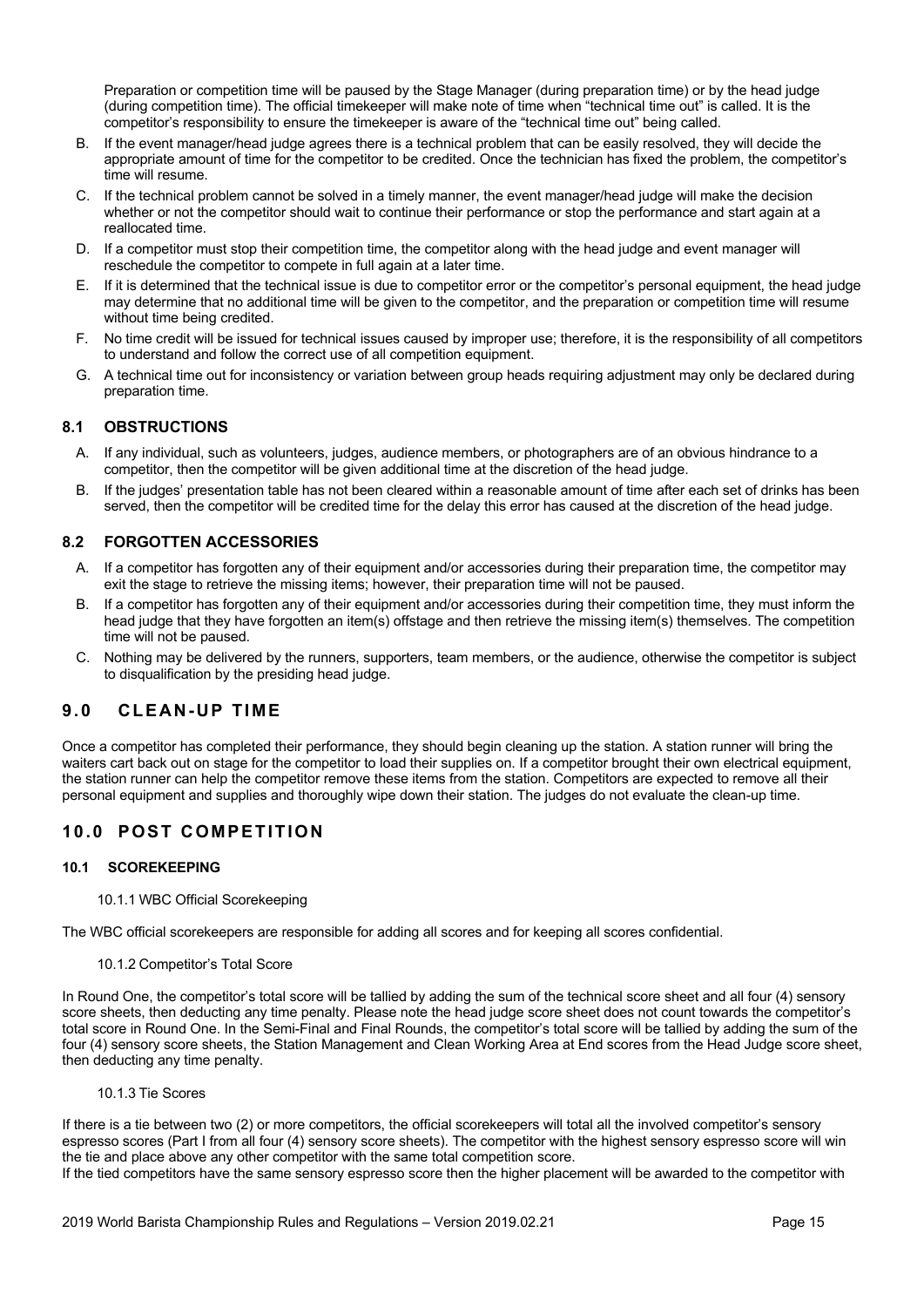Preparation or competition time will be paused by the Stage Manager (during preparation time) or by the head judge (during competition time). The official timekeeper will make note of time when "technical time out" is called. It is the competitor's responsibility to ensure the timekeeper is aware of the "technical time out" being called.

B. If the event manager/head judge agrees there is a technical problem that can be easily resolved, they will decide the appropriate amount of time for the competitor to be credited. Once the technician has fixed the problem, the competitor's time will resume.

C. If the technical problem cannot be solved in a timely manner, the event manager/head judge will make the decision whether or not the competitor should wait to continue their performance or stop the performance and start again at a reallocated time.

D. If a competitor must stop their competition time, the competitor along with the head judge and event manager will reschedule the competitor to compete in full again at a later time.

E. If it is determined that the technical issue is due to competitor error or the competitor's personal equipment, the head judge may determine that no additional time will be given to the competitor, and the preparation or competition time will resume without time being credited.

F. No time credit will be issued for technical issues caused by improper use; therefore, it is the responsibility of all competitors to understand and follow the correct use of all competition equipment.

G. A technical time out for inconsistency or variation between group heads requiring adjustment may only be declared during preparation time.

### 8.1 OBSTRUCTIONS

A. If any individual, such as volunteers, judges, audience members, or photographers are of an obvious hindrance to a competitor, then the competitor will be given additional time at the discretion of the head judge.

B. If the judges' presentation table has not been cleared within a reasonable amount of time after each set of drinks has been served, then the competitor will be credited time for the delay this error has caused at the discretion of the head judge.

### 8.2 FORGOTTEN ACCESSORIES

A. If a competitor has forgotten any of their equipment and/or accessories during their preparation time, the competitor may exit the stage to retrieve the missing items; however, their preparation time will not be paused.

B. If a competitor has forgotten any of their equipment and/or accessories during their competition time, they must inform the head judge that they have forgotten an item(s) offstage and then retrieve the missing item(s) themselves. The competition time will not be paused.

C. Nothing may be delivered by the runners, supporters, team members, or the audience, otherwise the competitor is subject to disqualification by the presiding head judge.

## 9.0 CLEAN-UP TIME

Once a competitor has completed their performance, they should begin cleaning up the station. A station runner will bring the waiters cart back out on stage for the competitor to load their supplies on. If a competitor brought their own electrical equipment, the station runner can help the competitor remove these items from the station. Competitors are expected to remove all their personal equipment and supplies and thoroughly wipe down their station. The judges do not evaluate the clean-up time.

## 10.0 POST COMPETITION

### 10.1 SCOREKEEPING

#### 10.1.1 WBC Official Scorekeeping

The WBC official scorekeepers are responsible for adding all scores and for keeping all scores confidential.

#### 10.1.2 Competitor's Total Score

In Round One, the competitor's total score will be tallied by adding the sum of the technical score sheet and all four (4) sensory score sheets, then deducting any time penalty. Please note the head judge score sheet does not count towards the competitor's total score in Round One. In the Semi-Final and Final Rounds, the competitor's total score will be tallied by adding the sum of the four (4) sensory score sheets, the Station Management and Clean Working Area at End scores from the Head Judge score sheet, then deducting any time penalty.

#### 10.1.3 Tie Scores

If there is a tie between two (2) or more competitors, the official scorekeepers will total all the involved competitor's sensory espresso scores (Part I from all four (4) sensory score sheets). The competitor with the highest sensory espresso score will win the tie and place above any other competitor with the same total competition score.

If the tied competitors have the same sensory espresso score then the higher placement will be awarded to the competitor with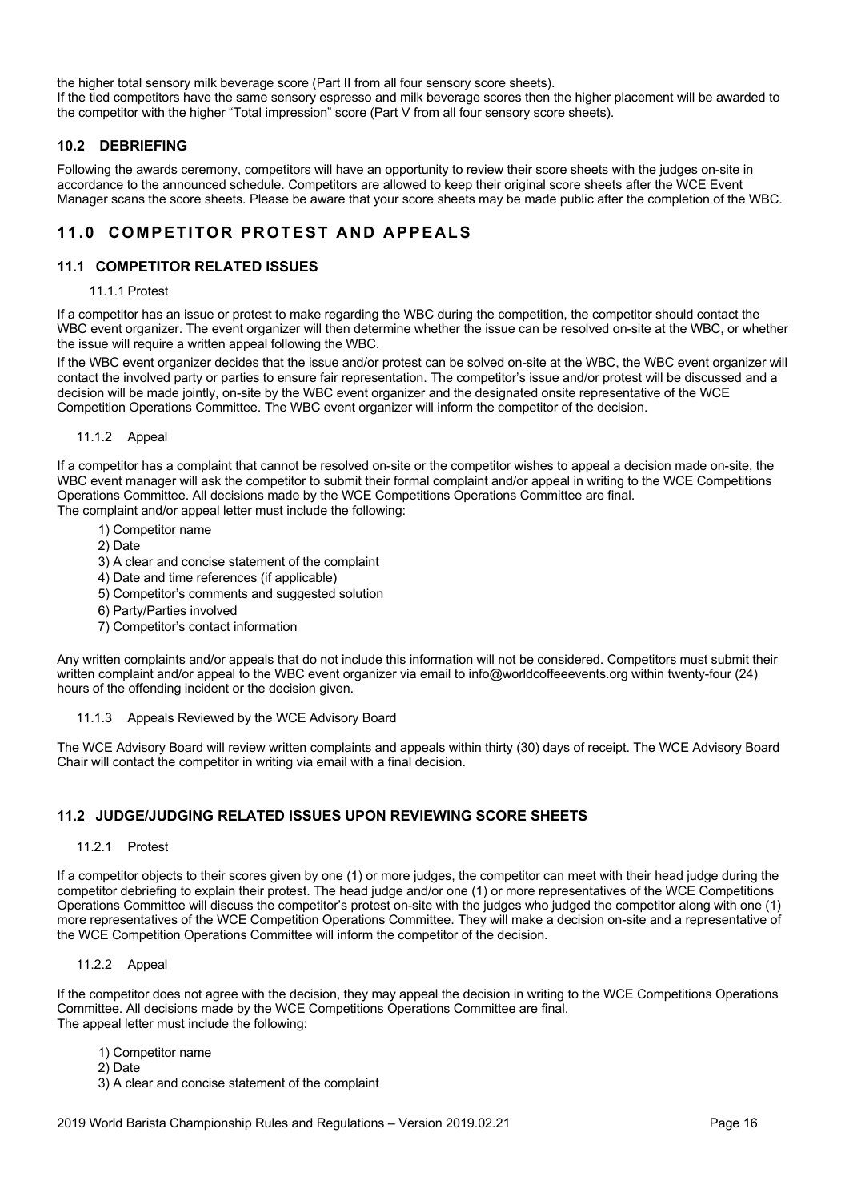the higher total sensory milk beverage score (Part II from all four sensory score sheets).
If the tied competitors have the same sensory espresso and milk beverage scores then the higher placement will be awarded to the competitor with the higher "Total impression" score (Part V from all four sensory score sheets).

### 10.2 DEBRIEFING

Following the awards ceremony, competitors will have an opportunity to review their score sheets with the judges on-site in accordance to the announced schedule. Competitors are allowed to keep their original score sheets after the WCE Event Manager scans the score sheets. Please be aware that your score sheets may be made public after the completion of the WBC.

## 11.0 COMPETITOR PROTEST AND APPEALS

### 11.1 COMPETITOR RELATED ISSUES

#### 11.1.1 Protest

If a competitor has an issue or protest to make regarding the WBC during the competition, the competitor should contact the WBC event organizer. The event organizer will then determine whether the issue can be resolved on-site at the WBC, or whether the issue will require a written appeal following the WBC.

If the WBC event organizer decides that the issue and/or protest can be solved on-site at the WBC, the WBC event organizer will contact the involved party or parties to ensure fair representation. The competitor's issue and/or protest will be discussed and a decision will be made jointly, on-site by the WBC event organizer and the designated onsite representative of the WCE Competition Operations Committee. The WBC event organizer will inform the competitor of the decision.

#### 11.1.2 Appeal

If a competitor has a complaint that cannot be resolved on-site or the competitor wishes to appeal a decision made on-site, the WBC event manager will ask the competitor to submit their formal complaint and/or appeal in writing to the WCE Competitions Operations Committee. All decisions made by the WCE Competitions Operations Committee are final.
The complaint and/or appeal letter must include the following:

1) Competitor name
2) Date
3) A clear and concise statement of the complaint
4) Date and time references (if applicable)
5) Competitor's comments and suggested solution
6) Party/Parties involved
7) Competitor's contact information

Any written complaints and/or appeals that do not include this information will not be considered. Competitors must submit their written complaint and/or appeal to the WBC event organizer via email to info@worldcoffeeevents.org within twenty-four (24) hours of the offending incident or the decision given.

#### 11.1.3 Appeals Reviewed by the WCE Advisory Board

The WCE Advisory Board will review written complaints and appeals within thirty (30) days of receipt. The WCE Advisory Board Chair will contact the competitor in writing via email with a final decision.

### 11.2 JUDGE/JUDGING RELATED ISSUES UPON REVIEWING SCORE SHEETS

#### 11.2.1 Protest

If a competitor objects to their scores given by one (1) or more judges, the competitor can meet with their head judge during the competitor debriefing to explain their protest. The head judge and/or one (1) or more representatives of the WCE Competitions Operations Committee will discuss the competitor's protest on-site with the judges who judged the competitor along with one (1) more representatives of the WCE Competition Operations Committee. They will make a decision on-site and a representative of the WCE Competition Operations Committee will inform the competitor of the decision.

#### 11.2.2 Appeal

If the competitor does not agree with the decision, they may appeal the decision in writing to the WCE Competitions Operations Committee. All decisions made by the WCE Competitions Operations Committee are final.
The appeal letter must include the following:

1) Competitor name
2) Date
3) A clear and concise statement of the complaint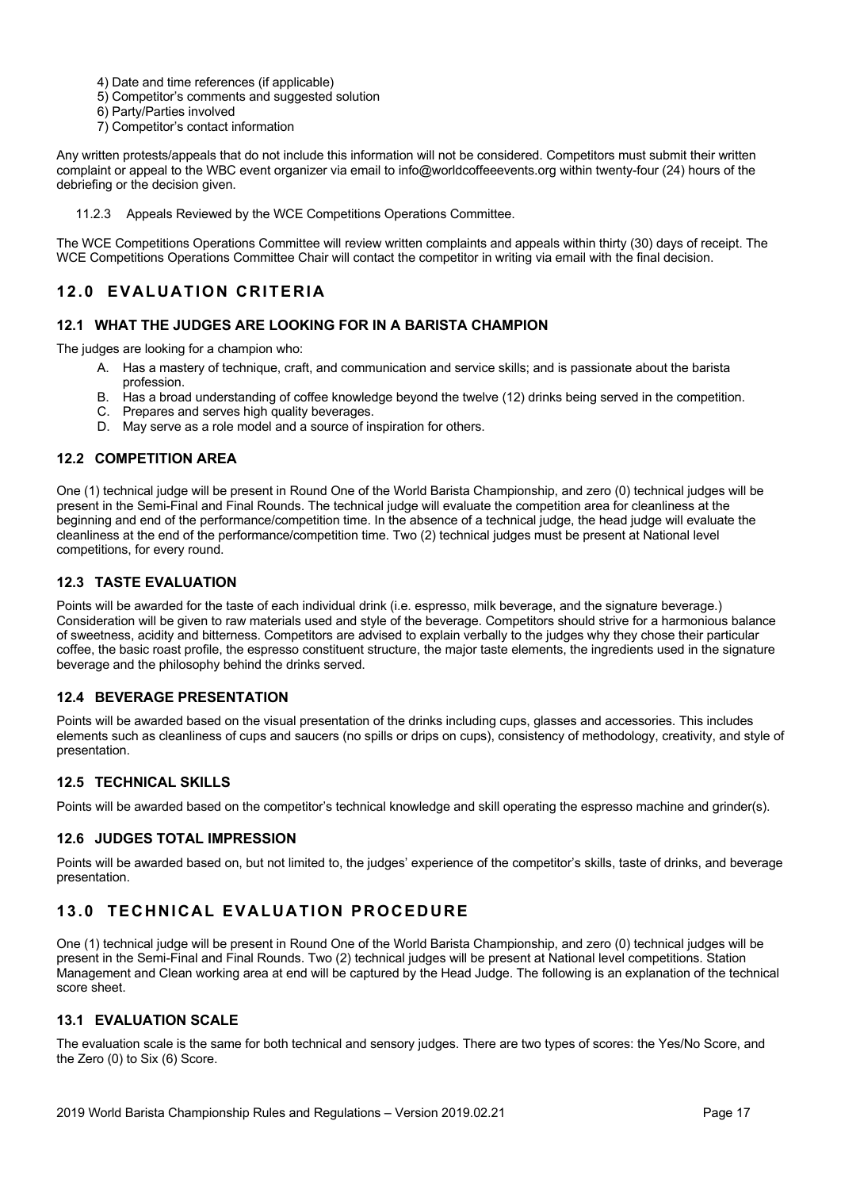4) Date and time references (if applicable)
5) Competitor's comments and suggested solution
6) Party/Parties involved
7) Competitor's contact information

Any written protests/appeals that do not include this information will not be considered. Competitors must submit their written complaint or appeal to the WBC event organizer via email to info@worldcoffeeevents.org within twenty-four (24) hours of the debriefing or the decision given.

11.2.3 Appeals Reviewed by the WCE Competitions Operations Committee.

The WCE Competitions Operations Committee will review written complaints and appeals within thirty (30) days of receipt. The WCE Competitions Operations Committee Chair will contact the competitor in writing via email with the final decision.

# 12.0 EVALUATION CRITERIA

## 12.1 WHAT THE JUDGES ARE LOOKING FOR IN A BARISTA CHAMPION

The judges are looking for a champion who:

A. Has a mastery of technique, craft, and communication and service skills; and is passionate about the barista profession.
B. Has a broad understanding of coffee knowledge beyond the twelve (12) drinks being served in the competition.
C. Prepares and serves high quality beverages.
D. May serve as a role model and a source of inspiration for others.

## 12.2 COMPETITION AREA

One (1) technical judge will be present in Round One of the World Barista Championship, and zero (0) technical judges will be present in the Semi-Final and Final Rounds. The technical judge will evaluate the competition area for cleanliness at the beginning and end of the performance/competition time. In the absence of a technical judge, the head judge will evaluate the cleanliness at the end of the performance/competition time. Two (2) technical judges must be present at National level competitions, for every round.

## 12.3 TASTE EVALUATION

Points will be awarded for the taste of each individual drink (i.e. espresso, milk beverage, and the signature beverage.) Consideration will be given to raw materials used and style of the beverage. Competitors should strive for a harmonious balance of sweetness, acidity and bitterness. Competitors are advised to explain verbally to the judges why they chose their particular coffee, the basic roast profile, the espresso constituent structure, the major taste elements, the ingredients used in the signature beverage and the philosophy behind the drinks served.

## 12.4 BEVERAGE PRESENTATION

Points will be awarded based on the visual presentation of the drinks including cups, glasses and accessories. This includes elements such as cleanliness of cups and saucers (no spills or drips on cups), consistency of methodology, creativity, and style of presentation.

## 12.5 TECHNICAL SKILLS

Points will be awarded based on the competitor's technical knowledge and skill operating the espresso machine and grinder(s).

## 12.6 JUDGES TOTAL IMPRESSION

Points will be awarded based on, but not limited to, the judges' experience of the competitor's skills, taste of drinks, and beverage presentation.

# 13.0 TECHNICAL EVALUATION PROCEDURE

One (1) technical judge will be present in Round One of the World Barista Championship, and zero (0) technical judges will be present in the Semi-Final and Final Rounds. Two (2) technical judges will be present at National level competitions. Station Management and Clean working area at end will be captured by the Head Judge. The following is an explanation of the technical score sheet.

## 13.1 EVALUATION SCALE

The evaluation scale is the same for both technical and sensory judges. There are two types of scores: the Yes/No Score, and the Zero (0) to Six (6) Score.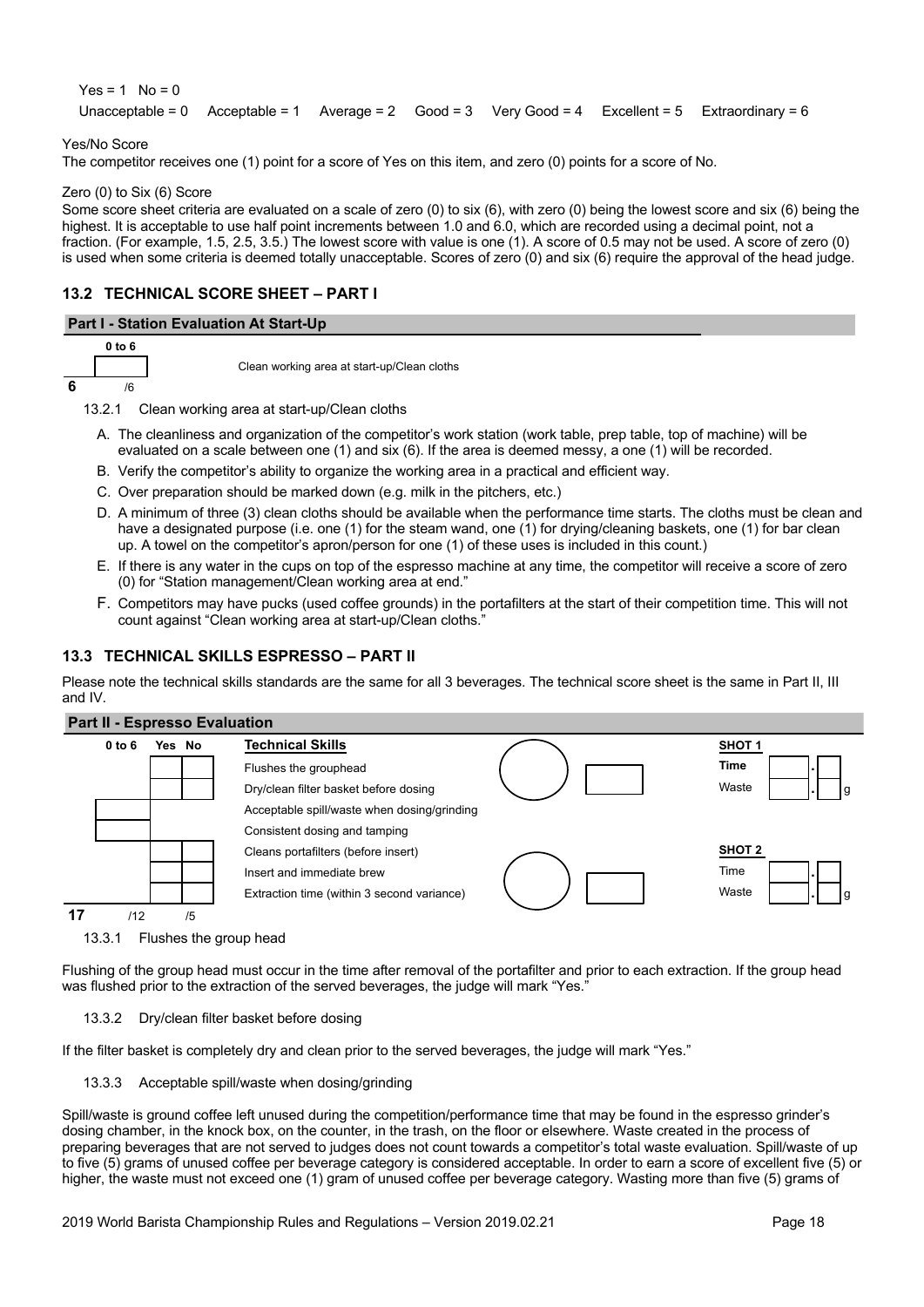Yes = 1   No = 0

Unacceptable = 0   Acceptable = 1   Average = 2   Good = 3   Very Good = 4   Excellent = 5   Extraordinary = 6

Yes/No Score

The competitor receives one (1) point for a score of Yes on this item, and zero (0) points for a score of No.

Zero (0) to Six (6) Score

Some score sheet criteria are evaluated on a scale of zero (0) to six (6), with zero (0) being the lowest score and six (6) being the highest. It is acceptable to use half point increments between 1.0 and 6.0, which are recorded using a decimal point, not a fraction. (For example, 1.5, 2.5, 3.5.) The lowest score with value is one (1). A score of 0.5 may not be used. A score of zero (0) is used when some criteria is deemed totally unacceptable. Scores of zero (0) and six (6) require the approval of the head judge.

## 13.2 TECHNICAL SCORE SHEET – PART I

| Part I - Station Evaluation At Start-Up | |
|---|---|
| 0 to 6 | |
| | Clean working area at start-up/Clean cloths |
| **6** /6 | |

13.2.1 Clean working area at start-up/Clean cloths

A. The cleanliness and organization of the competitor's work station (work table, prep table, top of machine) will be evaluated on a scale between one (1) and six (6). If the area is deemed messy, a one (1) will be recorded.

B. Verify the competitor's ability to organize the working area in a practical and efficient way.

C. Over preparation should be marked down (e.g. milk in the pitchers, etc.)

D. A minimum of three (3) clean cloths should be available when the performance time starts. The cloths must be clean and have a designated purpose (i.e. one (1) for the steam wand, one (1) for drying/cleaning baskets, one (1) for bar clean up. A towel on the competitor's apron/person for one (1) of these uses is included in this count.)

E. If there is any water in the cups on top of the espresso machine at any time, the competitor will receive a score of zero (0) for "Station management/Clean working area at end."

F. Competitors may have pucks (used coffee grounds) in the portafilters at the start of their competition time. This will not count against "Clean working area at start-up/Clean cloths."

## 13.3 TECHNICAL SKILLS ESPRESSO – PART II

Please note the technical skills standards are the same for all 3 beverages. The technical score sheet is the same in Part II, III and IV.

**Part II - Espresso Evaluation**

| 0 to 6 | Yes | No | Technical Skills | |
|---|---|---|---|---|
| | | | Flushes the grouphead | **SHOT 1** Time ___ . ___ |
| | | | Dry/clean filter basket before dosing | Waste ___ . ___ g |
| | | | Acceptable spill/waste when dosing/grinding | |
| | | | Consistent dosing and tamping | |
| | | | Cleans portafilters (before insert) | **SHOT 2** |
| | | | Insert and immediate brew | Time ___ . ___ |
| | | | Extraction time (within 3 second variance) | Waste ___ . ___ g |
| **17** /12 | /5 | | | |

13.3.1 Flushes the group head

Flushing of the group head must occur in the time after removal of the portafilter and prior to each extraction. If the group head was flushed prior to the extraction of the served beverages, the judge will mark "Yes."

13.3.2 Dry/clean filter basket before dosing

If the filter basket is completely dry and clean prior to the served beverages, the judge will mark "Yes."

13.3.3 Acceptable spill/waste when dosing/grinding

Spill/waste is ground coffee left unused during the competition/performance time that may be found in the espresso grinder's dosing chamber, in the knock box, on the counter, in the trash, on the floor or elsewhere. Waste created in the process of preparing beverages that are not served to judges does not count towards a competitor's total waste evaluation. Spill/waste of up to five (5) grams of unused coffee per beverage category is considered acceptable. In order to earn a score of excellent five (5) or higher, the waste must not exceed one (1) gram of unused coffee per beverage category. Wasting more than five (5) grams of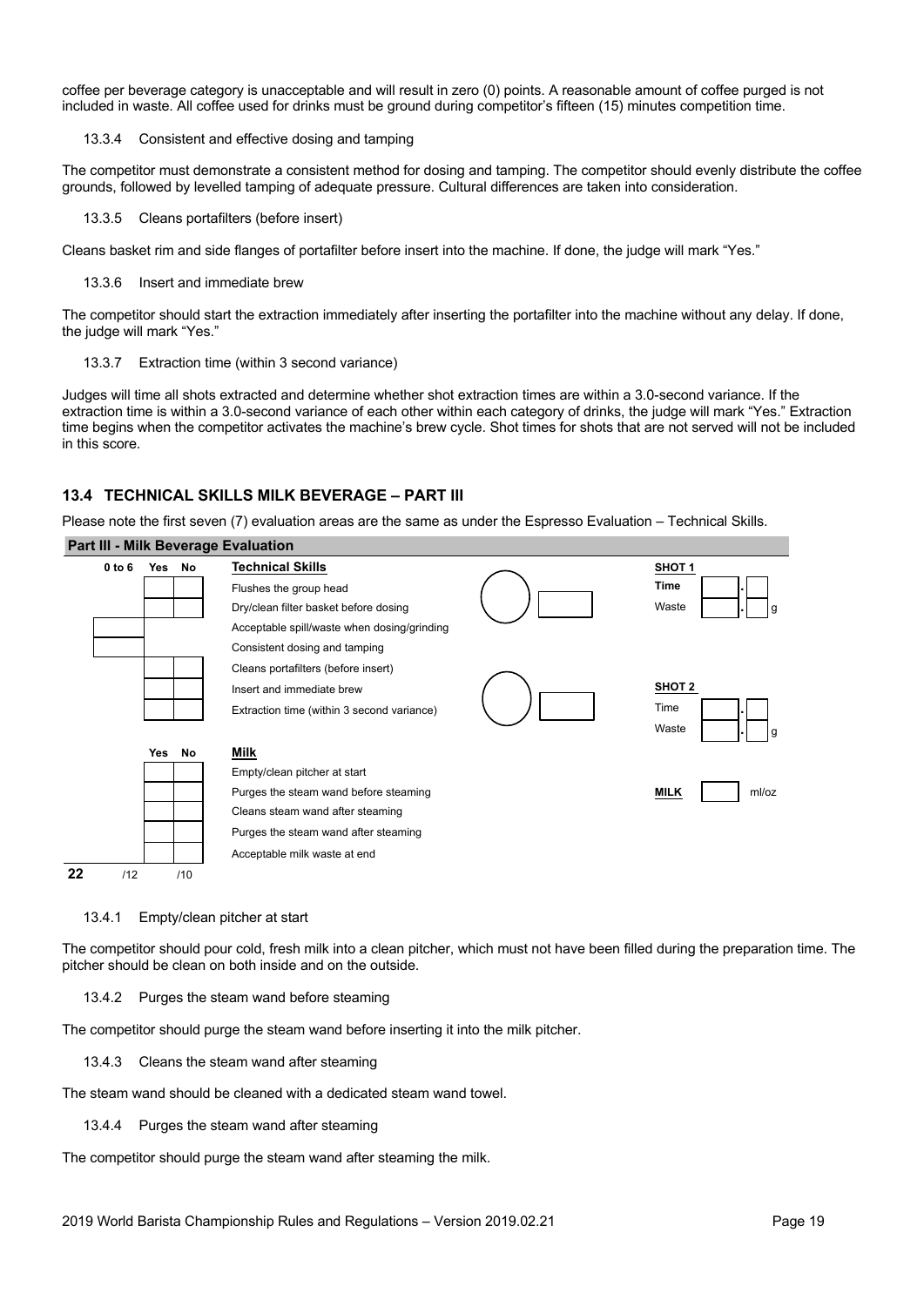coffee per beverage category is unacceptable and will result in zero (0) points. A reasonable amount of coffee purged is not included in waste. All coffee used for drinks must be ground during competitor's fifteen (15) minutes competition time.

#### 13.3.4 Consistent and effective dosing and tamping

The competitor must demonstrate a consistent method for dosing and tamping. The competitor should evenly distribute the coffee grounds, followed by levelled tamping of adequate pressure. Cultural differences are taken into consideration.

#### 13.3.5 Cleans portafilters (before insert)

Cleans basket rim and side flanges of portafilter before insert into the machine. If done, the judge will mark "Yes."

#### 13.3.6 Insert and immediate brew

The competitor should start the extraction immediately after inserting the portafilter into the machine without any delay. If done, the judge will mark "Yes."

#### 13.3.7 Extraction time (within 3 second variance)

Judges will time all shots extracted and determine whether shot extraction times are within a 3.0-second variance. If the extraction time is within a 3.0-second variance of each other within each category of drinks, the judge will mark "Yes." Extraction time begins when the competitor activates the machine's brew cycle. Shot times for shots that are not served will not be included in this score.

### 13.4 TECHNICAL SKILLS MILK BEVERAGE – PART III

Please note the first seven (7) evaluation areas are the same as under the Espresso Evaluation – Technical Skills.

**Part III - Milk Beverage Evaluation**

| 0 to 6 | Yes | No | Technical Skills | |
|---|---|---|---|---|
| | | | Flushes the group head | **SHOT 1** Time ___ . ___ |
| | | | Dry/clean filter basket before dosing | Waste ___ . ___ g |
| | | | Acceptable spill/waste when dosing/grinding | |
| | | | Consistent dosing and tamping | |
| | | | Cleans portafilters (before insert) | |
| | | | Insert and immediate brew | **SHOT 2** Time ___ . ___ |
| | | | Extraction time (within 3 second variance) | Waste ___ . ___ g |
| | **Yes** | **No** | **Milk** | |
| | | | Empty/clean pitcher at start | |
| | | | Purges the steam wand before steaming | **MILK** ___ ml/oz |
| | | | Cleans steam wand after steaming | |
| | | | Purges the steam wand after steaming | |
| | | | Acceptable milk waste at end | |
| **22** | /12 | /10 | | |

#### 13.4.1 Empty/clean pitcher at start

The competitor should pour cold, fresh milk into a clean pitcher, which must not have been filled during the preparation time. The pitcher should be clean on both inside and on the outside.

#### 13.4.2 Purges the steam wand before steaming

The competitor should purge the steam wand before inserting it into the milk pitcher.

#### 13.4.3 Cleans the steam wand after steaming

The steam wand should be cleaned with a dedicated steam wand towel.

#### 13.4.4 Purges the steam wand after steaming

The competitor should purge the steam wand after steaming the milk.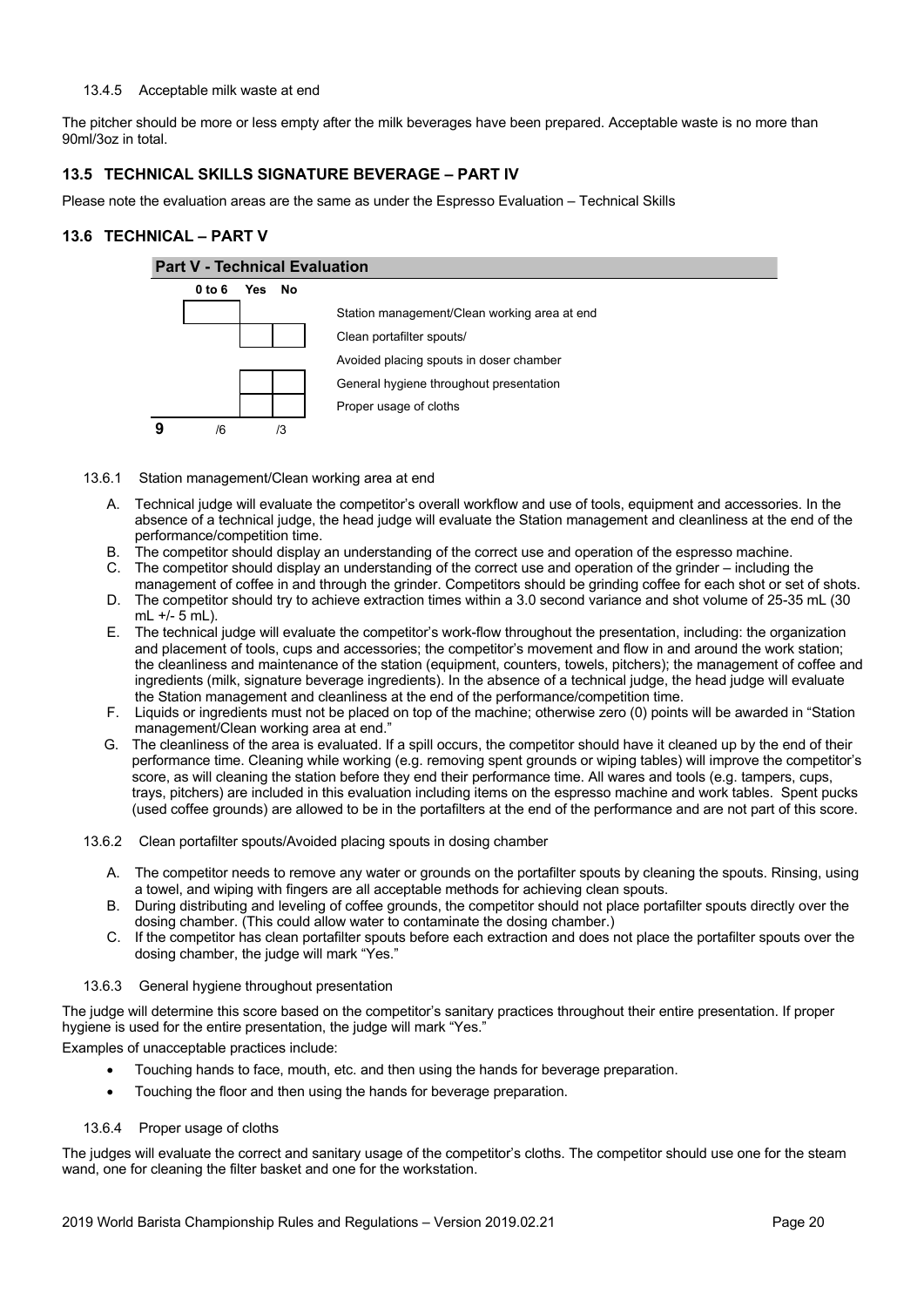13.4.5 Acceptable milk waste at end

The pitcher should be more or less empty after the milk beverages have been prepared. Acceptable waste is no more than 90ml/3oz in total.

## 13.5 TECHNICAL SKILLS SIGNATURE BEVERAGE – PART IV

Please note the evaluation areas are the same as under the Espresso Evaluation – Technical Skills

## 13.6 TECHNICAL – PART V

**Part V - Technical Evaluation**

| | 0 to 6 | Yes | No | |
|---|---|---|---|---|
| | | | | Station management/Clean working area at end |
| | | | | Clean portafilter spouts/ Avoided placing spouts in doser chamber |
| | | | | General hygiene throughout presentation |
| | | | | Proper usage of cloths |
| 9 | /6 | /3 | | |

13.6.1 Station management/Clean working area at end

A. Technical judge will evaluate the competitor's overall workflow and use of tools, equipment and accessories. In the absence of a technical judge, the head judge will evaluate the Station management and cleanliness at the end of the performance/competition time.
B. The competitor should display an understanding of the correct use and operation of the espresso machine.
C. The competitor should display an understanding of the correct use and operation of the grinder – including the management of coffee in and through the grinder. Competitors should be grinding coffee for each shot or set of shots.
D. The competitor should try to achieve extraction times within a 3.0 second variance and shot volume of 25-35 mL (30 mL +/- 5 mL).
E. The technical judge will evaluate the competitor's work-flow throughout the presentation, including: the organization and placement of tools, cups and accessories; the competitor's movement and flow in and around the work station; the cleanliness and maintenance of the station (equipment, counters, towels, pitchers); the management of coffee and ingredients (milk, signature beverage ingredients). In the absence of a technical judge, the head judge will evaluate the Station management and cleanliness at the end of the performance/competition time.
F. Liquids or ingredients must not be placed on top of the machine; otherwise zero (0) points will be awarded in "Station management/Clean working area at end."
G. The cleanliness of the area is evaluated. If a spill occurs, the competitor should have it cleaned up by the end of their performance time. Cleaning while working (e.g. removing spent grounds or wiping tables) will improve the competitor's score, as will cleaning the station before they end their performance time. All wares and tools (e.g. tampers, cups, trays, pitchers) are included in this evaluation including items on the espresso machine and work tables. Spent pucks (used coffee grounds) are allowed to be in the portafilters at the end of the performance and are not part of this score.

13.6.2 Clean portafilter spouts/Avoided placing spouts in dosing chamber

A. The competitor needs to remove any water or grounds on the portafilter spouts by cleaning the spouts. Rinsing, using a towel, and wiping with fingers are all acceptable methods for achieving clean spouts.
B. During distributing and leveling of coffee grounds, the competitor should not place portafilter spouts directly over the dosing chamber. (This could allow water to contaminate the dosing chamber.)
C. If the competitor has clean portafilter spouts before each extraction and does not place the portafilter spouts over the dosing chamber, the judge will mark "Yes."

13.6.3 General hygiene throughout presentation

The judge will determine this score based on the competitor's sanitary practices throughout their entire presentation. If proper hygiene is used for the entire presentation, the judge will mark "Yes."

Examples of unacceptable practices include:

- Touching hands to face, mouth, etc. and then using the hands for beverage preparation.
- Touching the floor and then using the hands for beverage preparation.

13.6.4 Proper usage of cloths

The judges will evaluate the correct and sanitary usage of the competitor's cloths. The competitor should use one for the steam wand, one for cleaning the filter basket and one for the workstation.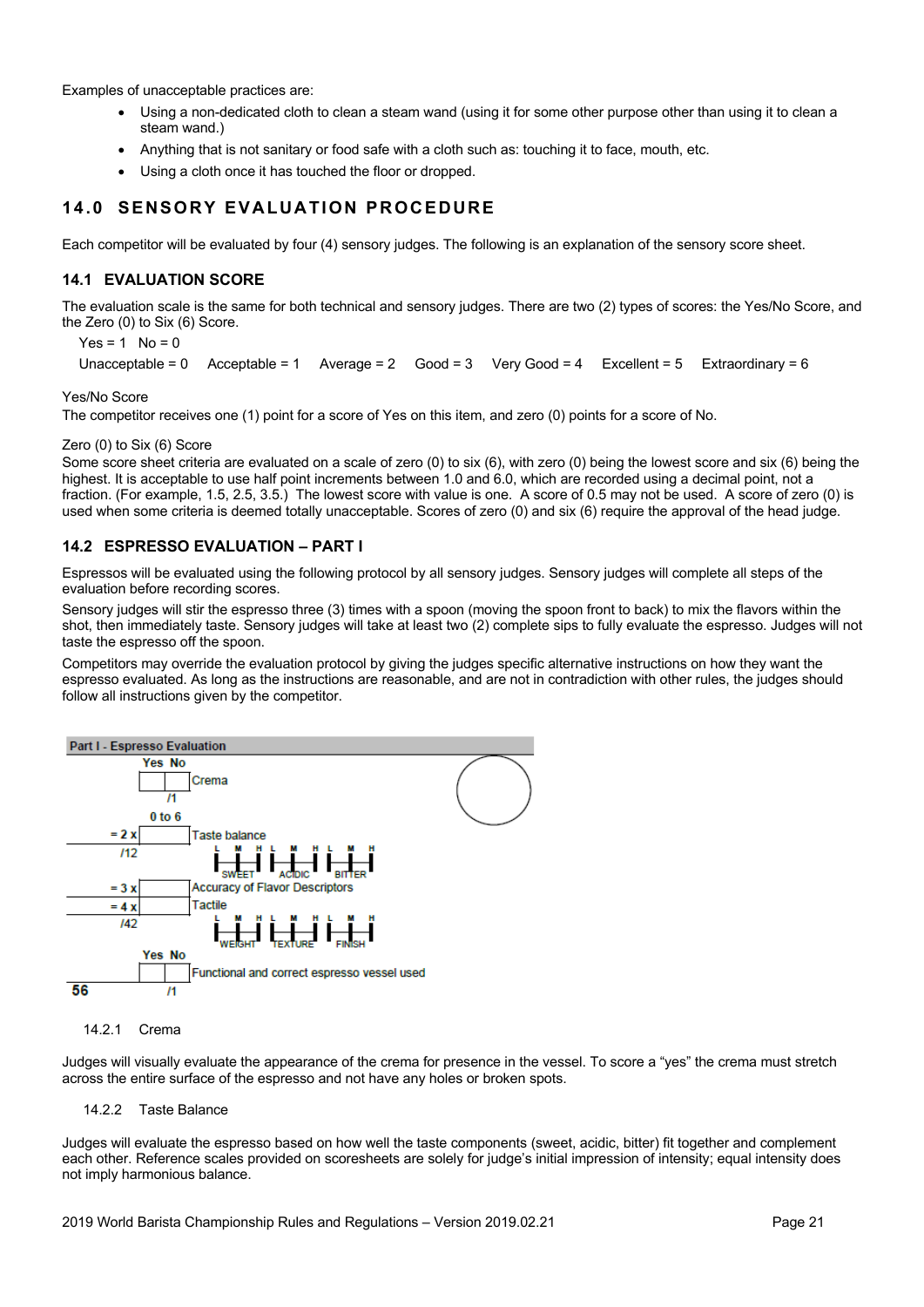Examples of unacceptable practices are:

- Using a non-dedicated cloth to clean a steam wand (using it for some other purpose other than using it to clean a steam wand.)
- Anything that is not sanitary or food safe with a cloth such as: touching it to face, mouth, etc.
- Using a cloth once it has touched the floor or dropped.

## 14.0 SENSORY EVALUATION PROCEDURE

Each competitor will be evaluated by four (4) sensory judges. The following is an explanation of the sensory score sheet.

### 14.1 EVALUATION SCORE

The evaluation scale is the same for both technical and sensory judges. There are two (2) types of scores: the Yes/No Score, and the Zero (0) to Six (6) Score.

Yes = 1 No = 0

Unacceptable = 0 Acceptable = 1 Average = 2 Good = 3 Very Good = 4 Excellent = 5 Extraordinary = 6

Yes/No Score
The competitor receives one (1) point for a score of Yes on this item, and zero (0) points for a score of No.

Zero (0) to Six (6) Score
Some score sheet criteria are evaluated on a scale of zero (0) to six (6), with zero (0) being the lowest score and six (6) being the highest. It is acceptable to use half point increments between 1.0 and 6.0, which are recorded using a decimal point, not a fraction. (For example, 1.5, 2.5, 3.5.) The lowest score with value is one. A score of 0.5 may not be used. A score of zero (0) is used when some criteria is deemed totally unacceptable. Scores of zero (0) and six (6) require the approval of the head judge.

### 14.2 ESPRESSO EVALUATION – PART I

Espressos will be evaluated using the following protocol by all sensory judges. Sensory judges will complete all steps of the evaluation before recording scores.

Sensory judges will stir the espresso three (3) times with a spoon (moving the spoon front to back) to mix the flavors within the shot, then immediately taste. Sensory judges will take at least two (2) complete sips to fully evaluate the espresso. Judges will not taste the espresso off the spoon.

Competitors may override the evaluation protocol by giving the judges specific alternative instructions on how they want the espresso evaluated. As long as the instructions are reasonable, and are not in contradiction with other rules, the judges should follow all instructions given by the competitor.

**Part I - Espresso Evaluation**

| Multiplier | Score | Criterion |
|---|---|---|
| | Yes / No (/1) | Crema |
| = 2 x (/12) | 0 to 6 | Taste balance (SWEET L M H; ACIDIC L M H; BITTER L M H) |
| = 3 x | 0 to 6 | Accuracy of Flavor Descriptors |
| = 4 x (/42) | 0 to 6 | Tactile (WEIGHT L M H; TEXTURE L M H; FINISH L M H) |
| 56 | Yes / No (/1) | Functional and correct espresso vessel used |

14.2.1 Crema

Judges will visually evaluate the appearance of the crema for presence in the vessel. To score a "yes" the crema must stretch across the entire surface of the espresso and not have any holes or broken spots.

14.2.2 Taste Balance

Judges will evaluate the espresso based on how well the taste components (sweet, acidic, bitter) fit together and complement each other. Reference scales provided on scoresheets are solely for judge's initial impression of intensity; equal intensity does not imply harmonious balance.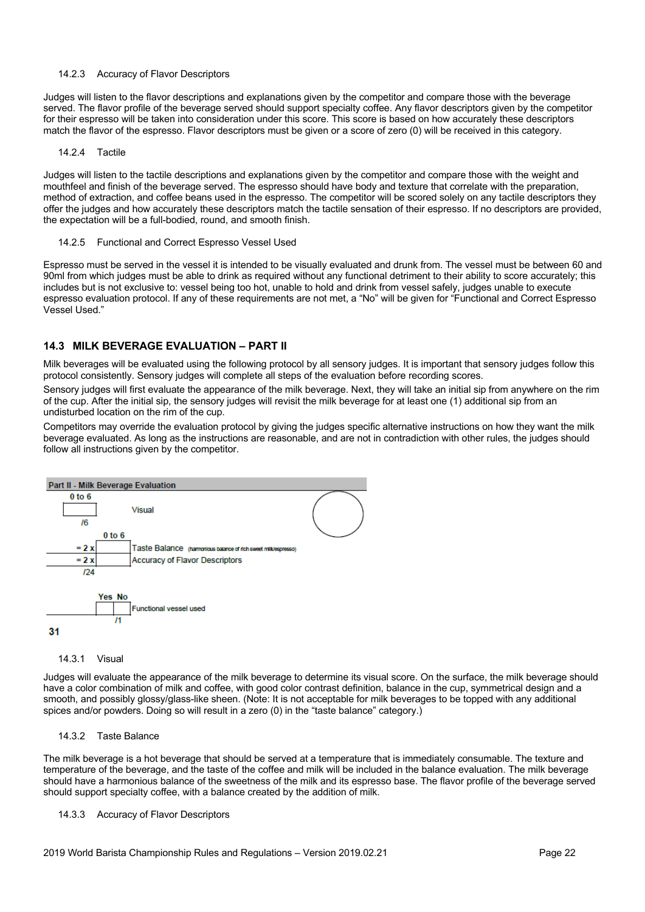#### 14.2.3 Accuracy of Flavor Descriptors

Judges will listen to the flavor descriptions and explanations given by the competitor and compare those with the beverage served. The flavor profile of the beverage served should support specialty coffee. Any flavor descriptors given by the competitor for their espresso will be taken into consideration under this score. This score is based on how accurately these descriptors match the flavor of the espresso. Flavor descriptors must be given or a score of zero (0) will be received in this category.

#### 14.2.4 Tactile

Judges will listen to the tactile descriptions and explanations given by the competitor and compare those with the weight and mouthfeel and finish of the beverage served. The espresso should have body and texture that correlate with the preparation, method of extraction, and coffee beans used in the espresso. The competitor will be scored solely on any tactile descriptors they offer the judges and how accurately these descriptors match the tactile sensation of their espresso. If no descriptors are provided, the expectation will be a full-bodied, round, and smooth finish.

#### 14.2.5 Functional and Correct Espresso Vessel Used

Espresso must be served in the vessel it is intended to be visually evaluated and drunk from. The vessel must be between 60 and 90ml from which judges must be able to drink as required without any functional detriment to their ability to score accurately; this includes but is not exclusive to: vessel being too hot, unable to hold and drink from vessel safely, judges unable to execute espresso evaluation protocol. If any of these requirements are not met, a "No" will be given for "Functional and Correct Espresso Vessel Used."

### 14.3 MILK BEVERAGE EVALUATION – PART II

Milk beverages will be evaluated using the following protocol by all sensory judges. It is important that sensory judges follow this protocol consistently. Sensory judges will complete all steps of the evaluation before recording scores.

Sensory judges will first evaluate the appearance of the milk beverage. Next, they will take an initial sip from anywhere on the rim of the cup. After the initial sip, the sensory judges will revisit the milk beverage for at least one (1) additional sip from an undisturbed location on the rim of the cup.

Competitors may override the evaluation protocol by giving the judges specific alternative instructions on how they want the milk beverage evaluated. As long as the instructions are reasonable, and are not in contradiction with other rules, the judges should follow all instructions given by the competitor.

**Part II - Milk Beverage Evaluation**

| Score | | Category |
|---|---|---|
| /6 | 0 to 6 | Visual |
| = 2 x | 0 to 6 | Taste Balance (harmonious balance of rich sweet milk/espresso) |
| = 2 x | | Accuracy of Flavor Descriptors |
| /24 | | |
| /1 | Yes / No | Functional vessel used |

**31**

#### 14.3.1 Visual

Judges will evaluate the appearance of the milk beverage to determine its visual score. On the surface, the milk beverage should have a color combination of milk and coffee, with good color contrast definition, balance in the cup, symmetrical design and a smooth, and possibly glossy/glass-like sheen. (Note: It is not acceptable for milk beverages to be topped with any additional spices and/or powders. Doing so will result in a zero (0) in the "taste balance" category.)

#### 14.3.2 Taste Balance

The milk beverage is a hot beverage that should be served at a temperature that is immediately consumable. The texture and temperature of the beverage, and the taste of the coffee and milk will be included in the balance evaluation. The milk beverage should have a harmonious balance of the sweetness of the milk and its espresso base. The flavor profile of the beverage served should support specialty coffee, with a balance created by the addition of milk.

#### 14.3.3 Accuracy of Flavor Descriptors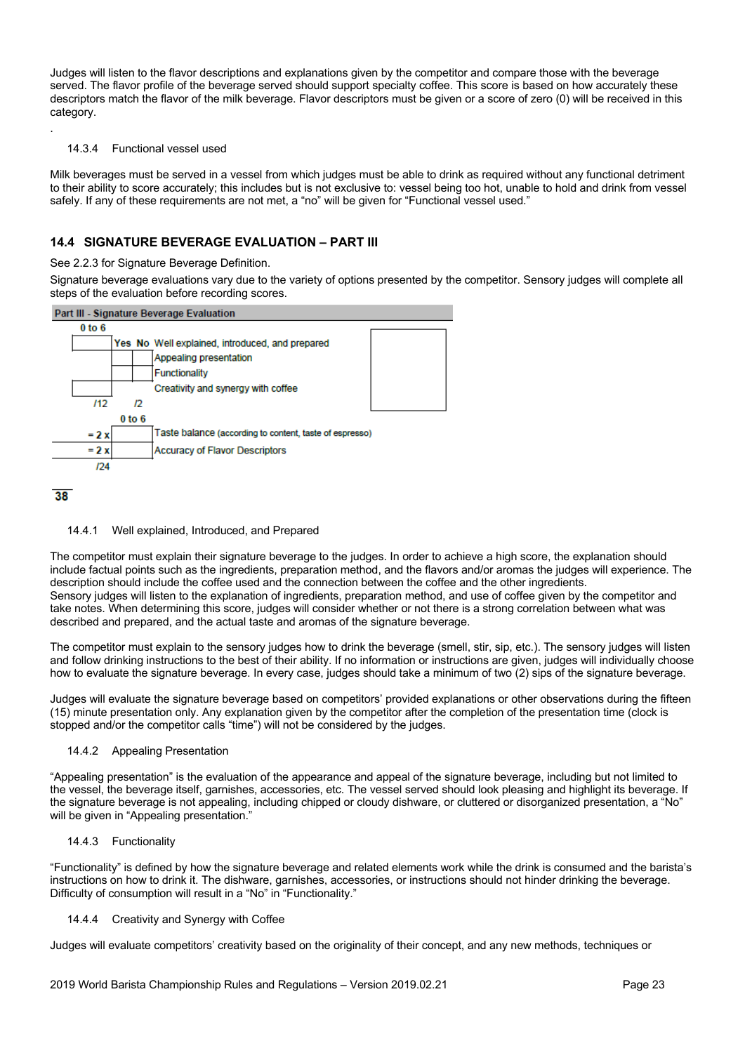Judges will listen to the flavor descriptions and explanations given by the competitor and compare those with the beverage served. The flavor profile of the beverage served should support specialty coffee. This score is based on how accurately these descriptors match the flavor of the milk beverage. Flavor descriptors must be given or a score of zero (0) will be received in this category.

.

14.3.4 Functional vessel used

Milk beverages must be served in a vessel from which judges must be able to drink as required without any functional detriment to their ability to score accurately; this includes but is not exclusive to: vessel being too hot, unable to hold and drink from vessel safely. If any of these requirements are not met, a "no" will be given for "Functional vessel used."

## 14.4 SIGNATURE BEVERAGE EVALUATION – PART III

See 2.2.3 for Signature Beverage Definition.

Signature beverage evaluations vary due to the variety of options presented by the competitor. Sensory judges will complete all steps of the evaluation before recording scores.

**Part III - Signature Beverage Evaluation**

| 0 to 6 | Yes | No | |
|---|---|---|---|
| | | | Well explained, introduced, and prepared |
| | | | Appealing presentation |
| | | | Functionality |
| | | | Creativity and synergy with coffee |
| /12 | /2 | | |

| | 0 to 6 | |
|---|---|---|
| = 2 x | | Taste balance (according to content, taste of espresso) |
| = 2 x | | Accuracy of Flavor Descriptors |
| /24 | | |

**38**

14.4.1 Well explained, Introduced, and Prepared

The competitor must explain their signature beverage to the judges. In order to achieve a high score, the explanation should include factual points such as the ingredients, preparation method, and the flavors and/or aromas the judges will experience. The description should include the coffee used and the connection between the coffee and the other ingredients.
Sensory judges will listen to the explanation of ingredients, preparation method, and use of coffee given by the competitor and take notes. When determining this score, judges will consider whether or not there is a strong correlation between what was described and prepared, and the actual taste and aromas of the signature beverage.

The competitor must explain to the sensory judges how to drink the beverage (smell, stir, sip, etc.). The sensory judges will listen and follow drinking instructions to the best of their ability. If no information or instructions are given, judges will individually choose how to evaluate the signature beverage. In every case, judges should take a minimum of two (2) sips of the signature beverage.

Judges will evaluate the signature beverage based on competitors' provided explanations or other observations during the fifteen (15) minute presentation only. Any explanation given by the competitor after the completion of the presentation time (clock is stopped and/or the competitor calls "time") will not be considered by the judges.

14.4.2 Appealing Presentation

"Appealing presentation" is the evaluation of the appearance and appeal of the signature beverage, including but not limited to the vessel, the beverage itself, garnishes, accessories, etc. The vessel served should look pleasing and highlight its beverage. If the signature beverage is not appealing, including chipped or cloudy dishware, or cluttered or disorganized presentation, a "No" will be given in "Appealing presentation."

14.4.3 Functionality

"Functionality" is defined by how the signature beverage and related elements work while the drink is consumed and the barista's instructions on how to drink it. The dishware, garnishes, accessories, or instructions should not hinder drinking the beverage. Difficulty of consumption will result in a "No" in "Functionality."

14.4.4 Creativity and Synergy with Coffee

Judges will evaluate competitors' creativity based on the originality of their concept, and any new methods, techniques or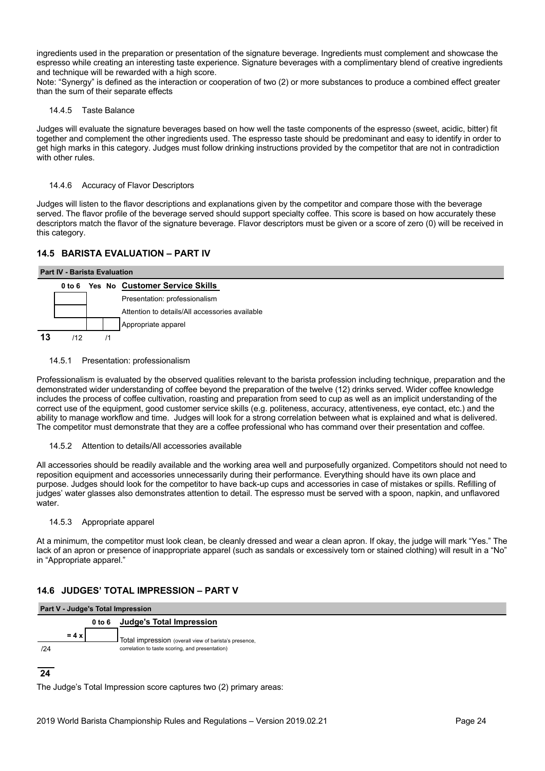ingredients used in the preparation or presentation of the signature beverage. Ingredients must complement and showcase the espresso while creating an interesting taste experience. Signature beverages with a complimentary blend of creative ingredients and technique will be rewarded with a high score.
Note: "Synergy" is defined as the interaction or cooperation of two (2) or more substances to produce a combined effect greater than the sum of their separate effects

#### 14.4.5 Taste Balance

Judges will evaluate the signature beverages based on how well the taste components of the espresso (sweet, acidic, bitter) fit together and complement the other ingredients used. The espresso taste should be predominant and easy to identify in order to get high marks in this category. Judges must follow drinking instructions provided by the competitor that are not in contradiction with other rules.

#### 14.4.6 Accuracy of Flavor Descriptors

Judges will listen to the flavor descriptions and explanations given by the competitor and compare those with the beverage served. The flavor profile of the beverage served should support specialty coffee. This score is based on how accurately these descriptors match the flavor of the signature beverage. Flavor descriptors must be given or a score of zero (0) will be received in this category.

### 14.5 BARISTA EVALUATION – PART IV

**Part IV - Barista Evaluation**

| | 0 to 6 | Yes | No | Customer Service Skills |
|---|---|---|---|---|
| | | | | Presentation: professionalism |
| | | | | Attention to details/All accessories available |
| | | | | Appropriate apparel |
| **13** | /12 | /1 | | |

#### 14.5.1 Presentation: professionalism

Professionalism is evaluated by the observed qualities relevant to the barista profession including technique, preparation and the demonstrated wider understanding of coffee beyond the preparation of the twelve (12) drinks served. Wider coffee knowledge includes the process of coffee cultivation, roasting and preparation from seed to cup as well as an implicit understanding of the correct use of the equipment, good customer service skills (e.g. politeness, accuracy, attentiveness, eye contact, etc.) and the ability to manage workflow and time. Judges will look for a strong correlation between what is explained and what is delivered. The competitor must demonstrate that they are a coffee professional who has command over their presentation and coffee.

#### 14.5.2 Attention to details/All accessories available

All accessories should be readily available and the working area well and purposefully organized. Competitors should not need to reposition equipment and accessories unnecessarily during their performance. Everything should have its own place and purpose. Judges should look for the competitor to have back-up cups and accessories in case of mistakes or spills. Refilling of judges' water glasses also demonstrates attention to detail. The espresso must be served with a spoon, napkin, and unflavored water.

#### 14.5.3 Appropriate apparel

At a minimum, the competitor must look clean, be cleanly dressed and wear a clean apron. If okay, the judge will mark "Yes." The lack of an apron or presence of inappropriate apparel (such as sandals or excessively torn or stained clothing) will result in a "No" in "Appropriate apparel."

### 14.6 JUDGES' TOTAL IMPRESSION – PART V

**Part V - Judge's Total Impression**

| | | 0 to 6 | Judge's Total Impression |
|---|---|---|---|
| /24 | = 4 x | | Total impression (overall view of barista's presence, correlation to taste scoring, and presentation) |
| **24** | | | |

The Judge's Total Impression score captures two (2) primary areas: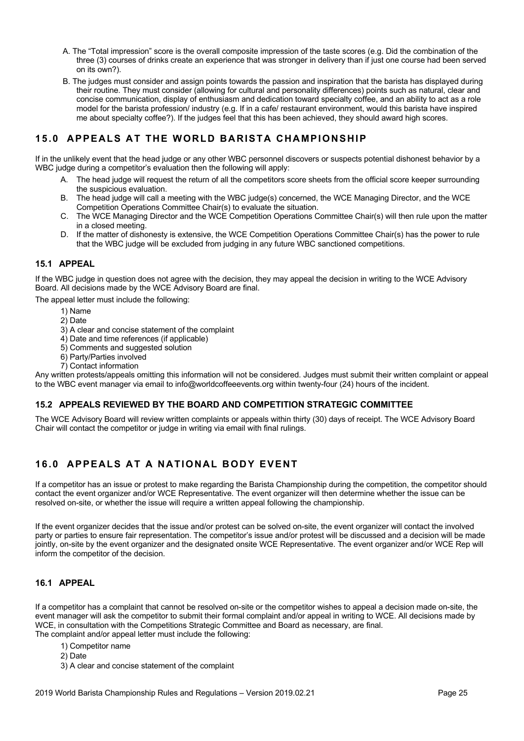A. The "Total impression" score is the overall composite impression of the taste scores (e.g. Did the combination of the three (3) courses of drinks create an experience that was stronger in delivery than if just one course had been served on its own?).

B. The judges must consider and assign points towards the passion and inspiration that the barista has displayed during their routine. They must consider (allowing for cultural and personality differences) points such as natural, clear and concise communication, display of enthusiasm and dedication toward specialty coffee, and an ability to act as a role model for the barista profession/ industry (e.g. If in a cafe/ restaurant environment, would this barista have inspired me about specialty coffee?). If the judges feel that this has been achieved, they should award high scores.

## 15.0 APPEALS AT THE WORLD BARISTA CHAMPIONSHIP

If in the unlikely event that the head judge or any other WBC personnel discovers or suspects potential dishonest behavior by a WBC judge during a competitor's evaluation then the following will apply:

A. The head judge will request the return of all the competitors score sheets from the official score keeper surrounding the suspicious evaluation.

B. The head judge will call a meeting with the WBC judge(s) concerned, the WCE Managing Director, and the WCE Competition Operations Committee Chair(s) to evaluate the situation.

C. The WCE Managing Director and the WCE Competition Operations Committee Chair(s) will then rule upon the matter in a closed meeting.

D. If the matter of dishonesty is extensive, the WCE Competition Operations Committee Chair(s) has the power to rule that the WBC judge will be excluded from judging in any future WBC sanctioned competitions.

### 15.1 APPEAL

If the WBC judge in question does not agree with the decision, they may appeal the decision in writing to the WCE Advisory Board. All decisions made by the WCE Advisory Board are final.

The appeal letter must include the following:

1) Name
2) Date
3) A clear and concise statement of the complaint
4) Date and time references (if applicable)
5) Comments and suggested solution
6) Party/Parties involved
7) Contact information

Any written protests/appeals omitting this information will not be considered. Judges must submit their written complaint or appeal to the WBC event manager via email to info@worldcoffeeevents.org within twenty-four (24) hours of the incident.

### 15.2 APPEALS REVIEWED BY THE BOARD AND COMPETITION STRATEGIC COMMITTEE

The WCE Advisory Board will review written complaints or appeals within thirty (30) days of receipt. The WCE Advisory Board Chair will contact the competitor or judge in writing via email with final rulings.

## 16.0 APPEALS AT A NATIONAL BODY EVENT

If a competitor has an issue or protest to make regarding the Barista Championship during the competition, the competitor should contact the event organizer and/or WCE Representative. The event organizer will then determine whether the issue can be resolved on-site, or whether the issue will require a written appeal following the championship.

If the event organizer decides that the issue and/or protest can be solved on-site, the event organizer will contact the involved party or parties to ensure fair representation. The competitor's issue and/or protest will be discussed and a decision will be made jointly, on-site by the event organizer and the designated onsite WCE Representative. The event organizer and/or WCE Rep will inform the competitor of the decision.

### 16.1 APPEAL

If a competitor has a complaint that cannot be resolved on-site or the competitor wishes to appeal a decision made on-site, the event manager will ask the competitor to submit their formal complaint and/or appeal in writing to WCE. All decisions made by WCE, in consultation with the Competitions Strategic Committee and Board as necessary, are final.
The complaint and/or appeal letter must include the following:

1) Competitor name
2) Date
3) A clear and concise statement of the complaint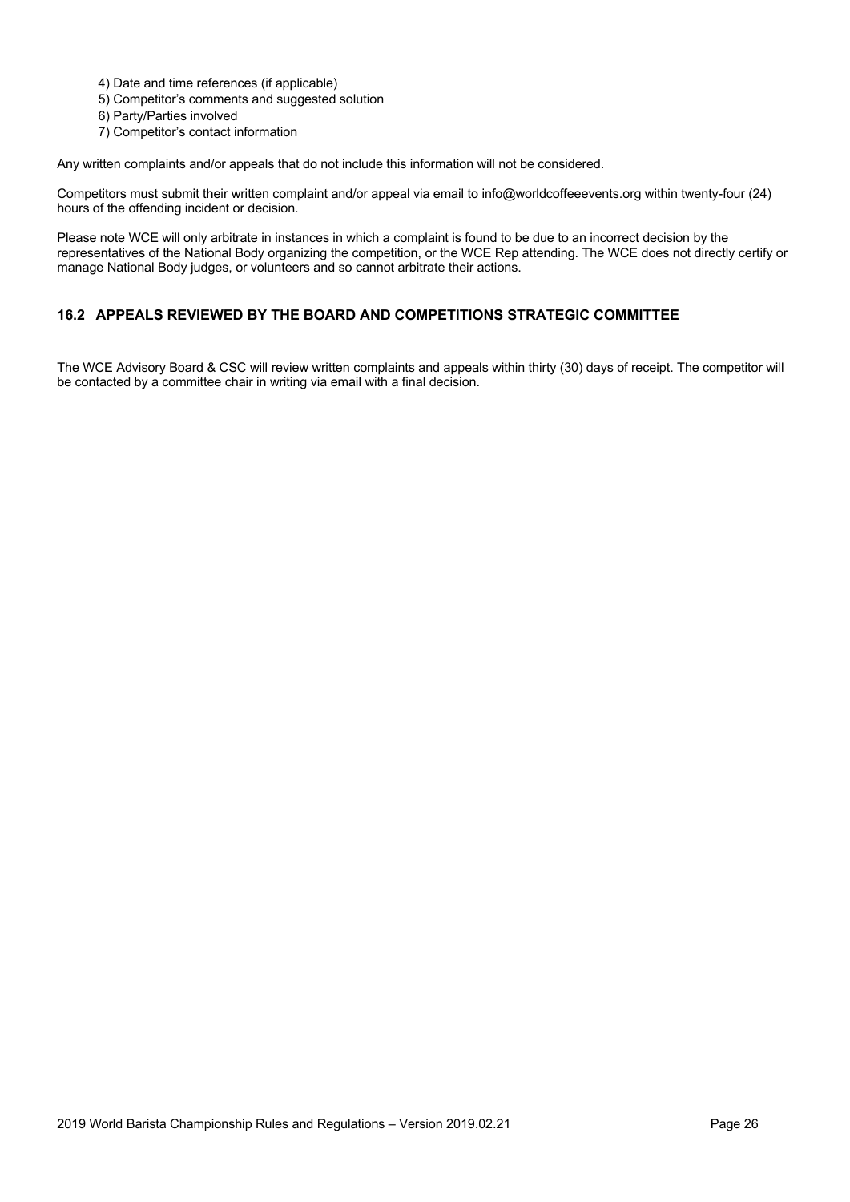4) Date and time references (if applicable)
5) Competitor's comments and suggested solution
6) Party/Parties involved
7) Competitor's contact information

Any written complaints and/or appeals that do not include this information will not be considered.

Competitors must submit their written complaint and/or appeal via email to info@worldcoffeeevents.org within twenty-four (24) hours of the offending incident or decision.

Please note WCE will only arbitrate in instances in which a complaint is found to be due to an incorrect decision by the representatives of the National Body organizing the competition, or the WCE Rep attending. The WCE does not directly certify or manage National Body judges, or volunteers and so cannot arbitrate their actions.

## 16.2 APPEALS REVIEWED BY THE BOARD AND COMPETITIONS STRATEGIC COMMITTEE

The WCE Advisory Board & CSC will review written complaints and appeals within thirty (30) days of receipt. The competitor will be contacted by a committee chair in writing via email with a final decision.